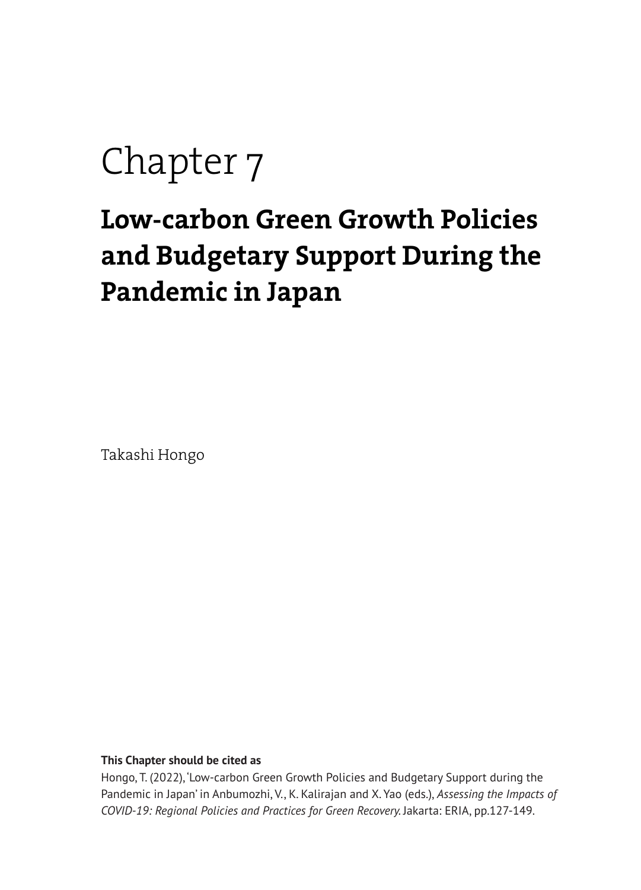# Chapter 7

## Low-carbon Green Growth Policies and Budgetary Support During the Pandemic in Japan

Takashi Hongo

**This Chapter should be cited as**

Hongo, T. (2022), 'Low-carbon Green Growth Policies and Budgetary Support during the Pandemic in Japan' in Anbumozhi, V., K. Kalirajan and X. Yao (eds.), *Assessing the Impacts of COVID-19: Regional Policies and Practices for Green Recovery.* Jakarta: ERIA, pp.127-149.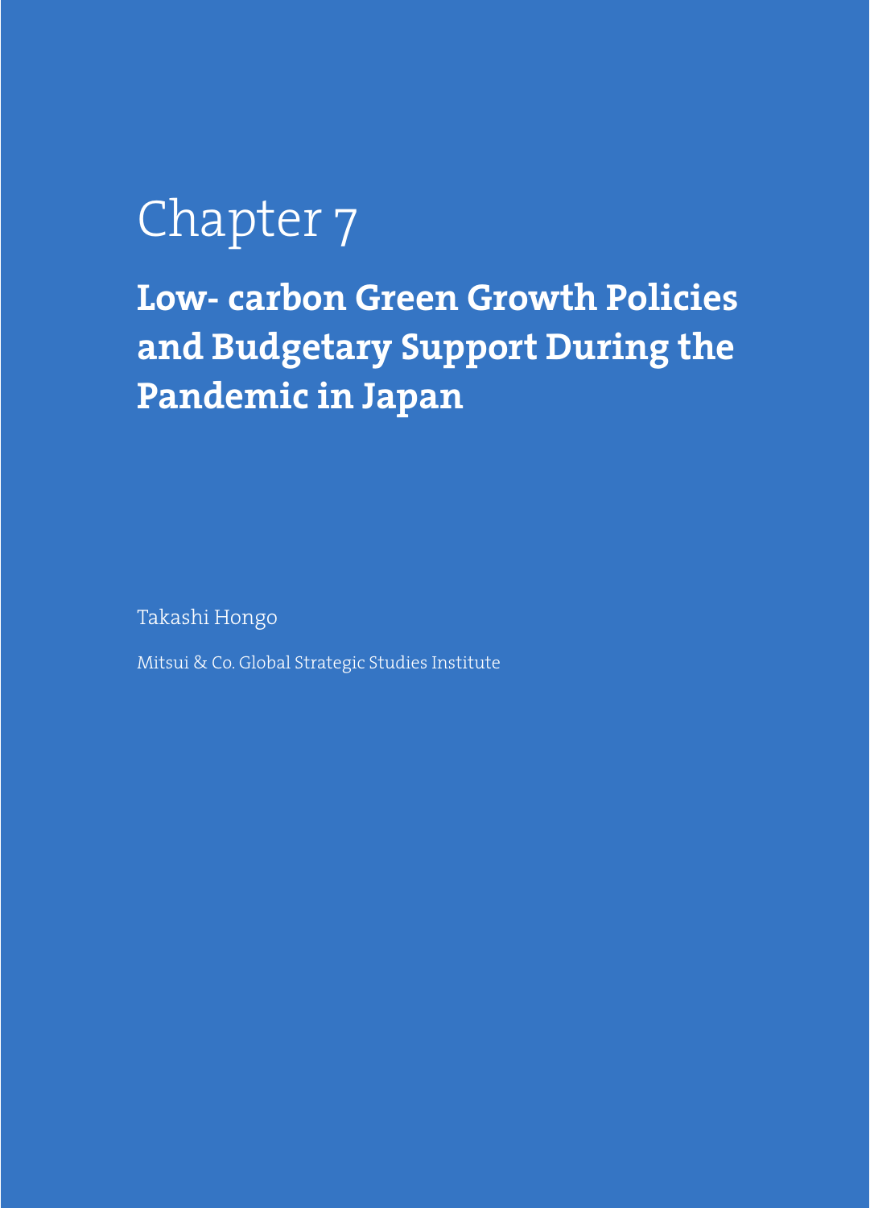# Chapter 7

## Low- carbon Green Growth Policies and Budgetary Support During the Pandemic in Japan

Takashi Hongo

Mitsui & Co. Global Strategic Studies Institute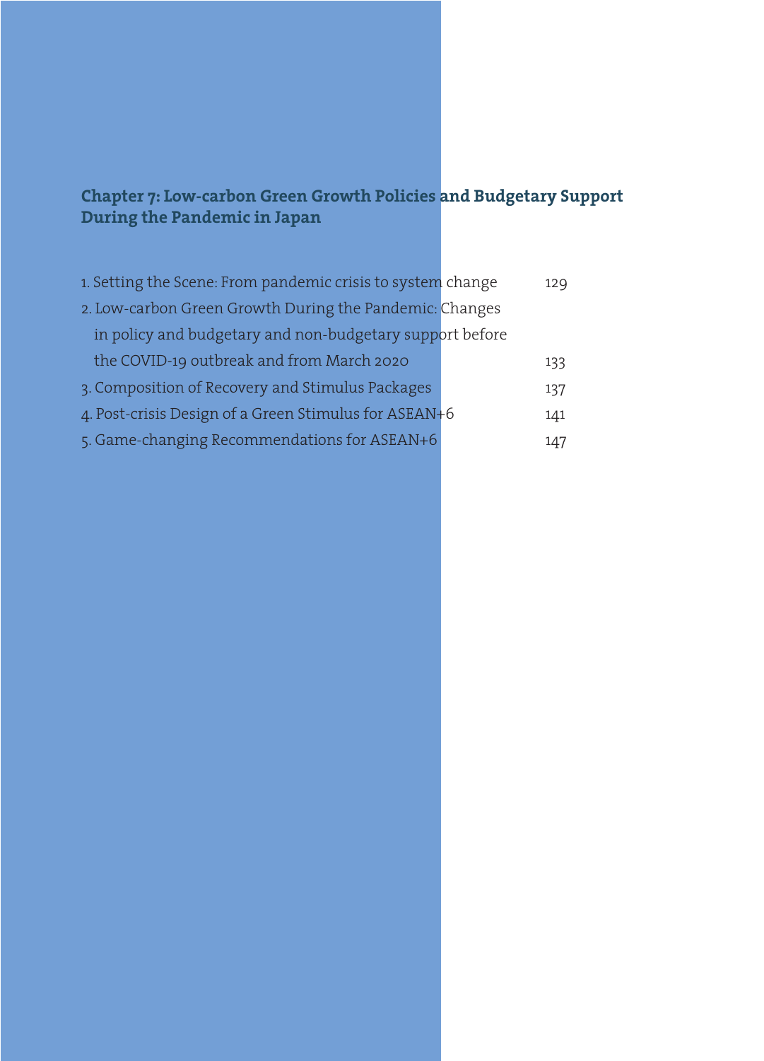# Chapter 7: Low-carbon Green Growth Policies and Budgetary Support During the Pandemic in Japan

1. Setting the Scene: From pandemic crisis to system change 129
2. Low-carbon Green Growth During the Pandemic: Changes in policy and budgetary and non-budgetary support before the COVID-19 outbreak and from March 2020 133
3. Composition of Recovery and Stimulus Packages 137
4. Post-crisis Design of a Green Stimulus for ASEAN+6 141
5. Game-changing Recommendations for ASEAN+6 147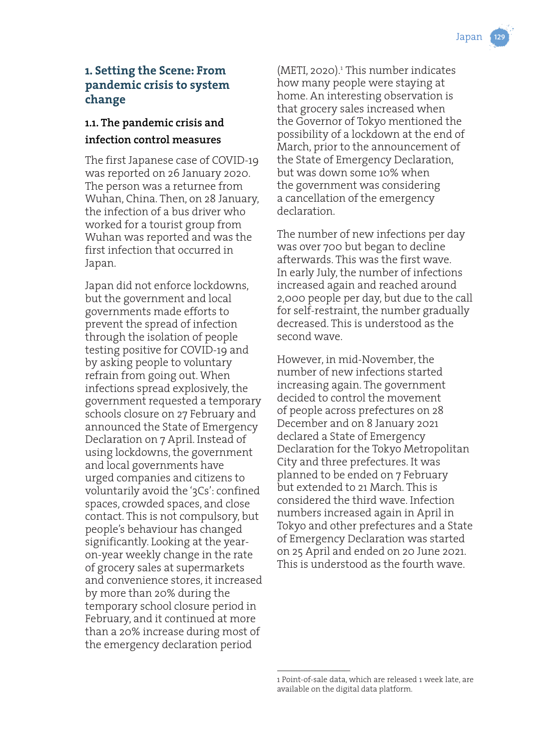## 1. Setting the Scene: From pandemic crisis to system change

### 1.1. The pandemic crisis and infection control measures

The first Japanese case of COVID-19 was reported on 26 January 2020. The person was a returnee from Wuhan, China. Then, on 28 January, the infection of a bus driver who worked for a tourist group from Wuhan was reported and was the first infection that occurred in Japan.

Japan did not enforce lockdowns, but the government and local governments made efforts to prevent the spread of infection through the isolation of people testing positive for COVID-19 and by asking people to voluntary refrain from going out. When infections spread explosively, the government requested a temporary schools closure on 27 February and announced the State of Emergency Declaration on 7 April. Instead of using lockdowns, the government and local governments have urged companies and citizens to voluntarily avoid the '3Cs': confined spaces, crowded spaces, and close contact. This is not compulsory, but people's behaviour has changed significantly. Looking at the year-on-year weekly change in the rate of grocery sales at supermarkets and convenience stores, it increased by more than 20% during the temporary school closure period in February, and it continued at more than a 20% increase during most of the emergency declaration period (METI, 2020).[1] This number indicates how many people were staying at home. An interesting observation is that grocery sales increased when the Governor of Tokyo mentioned the possibility of a lockdown at the end of March, prior to the announcement of the State of Emergency Declaration, but was down some 10% when the government was considering a cancellation of the emergency declaration.

The number of new infections per day was over 700 but began to decline afterwards. This was the first wave. In early July, the number of infections increased again and reached around 2,000 people per day, but due to the call for self-restraint, the number gradually decreased. This is understood as the second wave.

However, in mid-November, the number of new infections started increasing again. The government decided to control the movement of people across prefectures on 28 December and on 8 January 2021 declared a State of Emergency Declaration for the Tokyo Metropolitan City and three prefectures. It was planned to be ended on 7 February but extended to 21 March. This is considered the third wave. Infection numbers increased again in April in Tokyo and other prefectures and a State of Emergency Declaration was started on 25 April and ended on 20 June 2021. This is understood as the fourth wave.

---

1 Point-of-sale data, which are released 1 week late, are available on the digital data platform.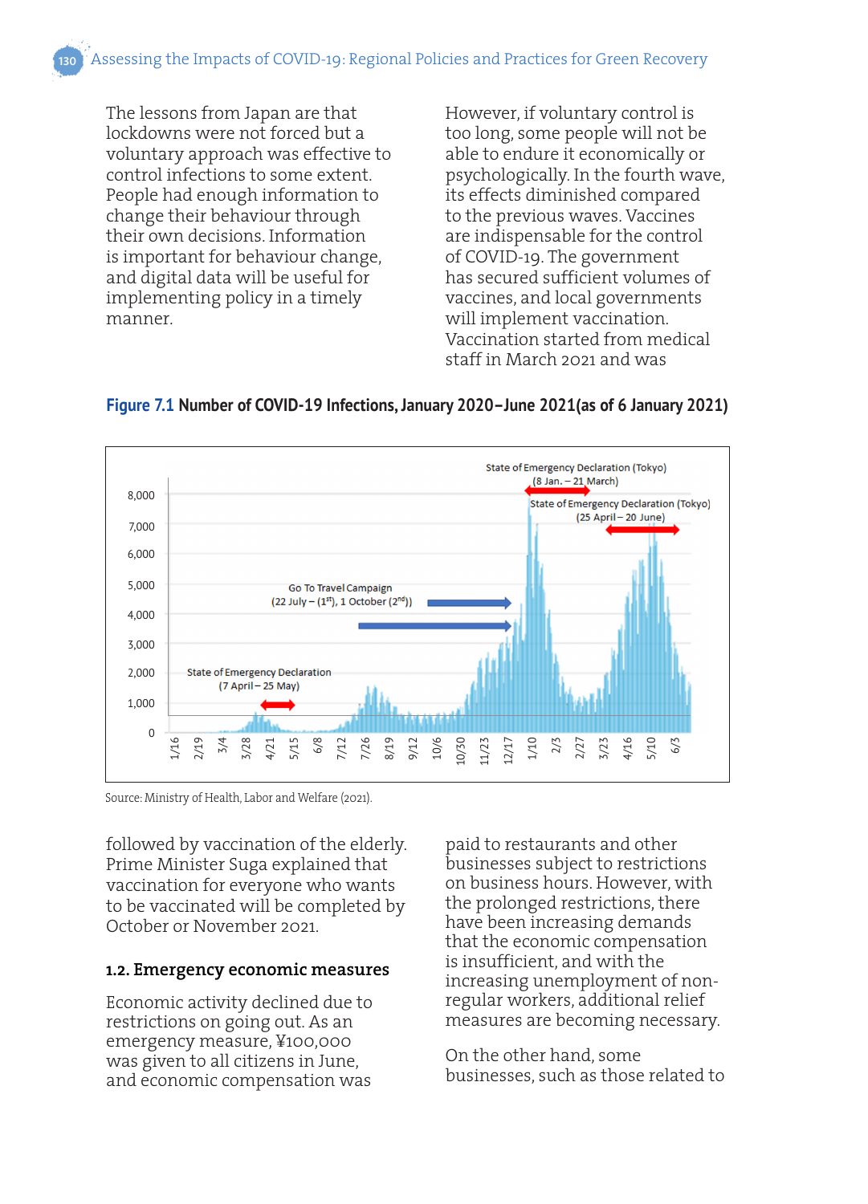The lessons from Japan are that lockdowns were not forced but a voluntary approach was effective to control infections to some extent. People had enough information to change their behaviour through their own decisions. Information is important for behaviour change, and digital data will be useful for implementing policy in a timely manner.

However, if voluntary control is too long, some people will not be able to endure it economically or psychologically. In the fourth wave, its effects diminished compared to the previous waves. Vaccines are indispensable for the control of COVID-19. The government has secured sufficient volumes of vaccines, and local governments will implement vaccination. Vaccination started from medical staff in March 2021 and was

**Figure 7.1 Number of COVID-19 Infections, January 2020–June 2021(as of 6 January 2021)**

Source: Ministry of Health, Labor and Welfare (2021).

followed by vaccination of the elderly. Prime Minister Suga explained that vaccination for everyone who wants to be vaccinated will be completed by October or November 2021.

### 1.2. Emergency economic measures

Economic activity declined due to restrictions on going out. As an emergency measure, ¥100,000 was given to all citizens in June, and economic compensation was paid to restaurants and other businesses subject to restrictions on business hours. However, with the prolonged restrictions, there have been increasing demands that the economic compensation is insufficient, and with the increasing unemployment of non-regular workers, additional relief measures are becoming necessary.

On the other hand, some businesses, such as those related to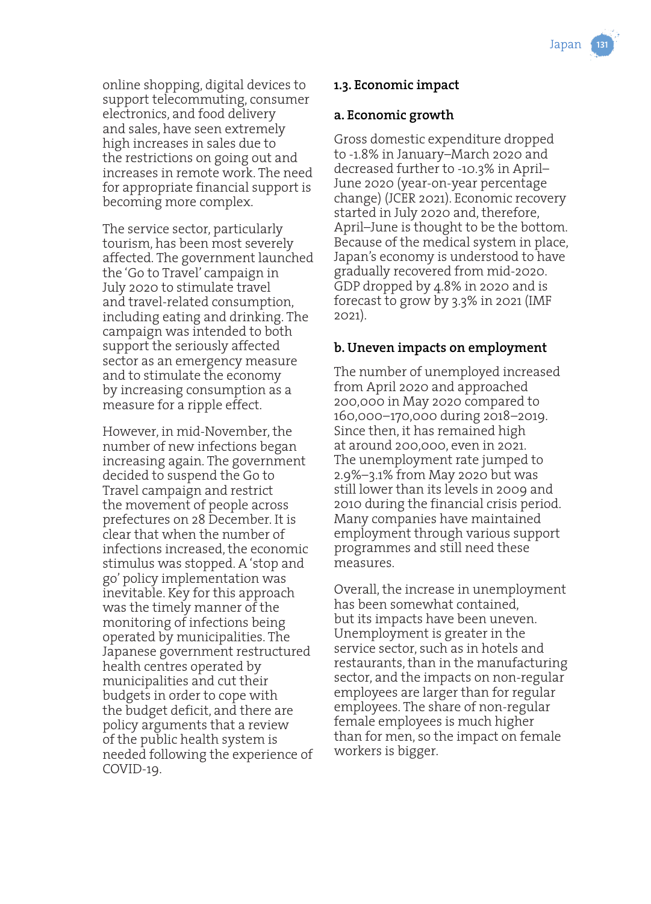online shopping, digital devices to support telecommuting, consumer electronics, and food delivery and sales, have seen extremely high increases in sales due to the restrictions on going out and increases in remote work. The need for appropriate financial support is becoming more complex.

The service sector, particularly tourism, has been most severely affected. The government launched the 'Go to Travel' campaign in July 2020 to stimulate travel and travel-related consumption, including eating and drinking. The campaign was intended to both support the seriously affected sector as an emergency measure and to stimulate the economy by increasing consumption as a measure for a ripple effect.

However, in mid-November, the number of new infections began increasing again. The government decided to suspend the Go to Travel campaign and restrict the movement of people across prefectures on 28 December. It is clear that when the number of infections increased, the economic stimulus was stopped. A 'stop and go' policy implementation was inevitable. Key for this approach was the timely manner of the monitoring of infections being operated by municipalities. The Japanese government restructured health centres operated by municipalities and cut their budgets in order to cope with the budget deficit, and there are policy arguments that a review of the public health system is needed following the experience of COVID-19.

### 1.3. Economic impact

#### a. Economic growth

Gross domestic expenditure dropped to -1.8% in January–March 2020 and decreased further to -10.3% in April–June 2020 (year-on-year percentage change) (JCER 2021). Economic recovery started in July 2020 and, therefore, April–June is thought to be the bottom. Because of the medical system in place, Japan's economy is understood to have gradually recovered from mid-2020. GDP dropped by 4.8% in 2020 and is forecast to grow by 3.3% in 2021 (IMF 2021).

#### b. Uneven impacts on employment

The number of unemployed increased from April 2020 and approached 200,000 in May 2020 compared to 160,000–170,000 during 2018–2019. Since then, it has remained high at around 200,000, even in 2021. The unemployment rate jumped to 2.9%–3.1% from May 2020 but was still lower than its levels in 2009 and 2010 during the financial crisis period. Many companies have maintained employment through various support programmes and still need these measures.

Overall, the increase in unemployment has been somewhat contained, but its impacts have been uneven. Unemployment is greater in the service sector, such as in hotels and restaurants, than in the manufacturing sector, and the impacts on non-regular employees are larger than for regular employees. The share of non-regular female employees is much higher than for men, so the impact on female workers is bigger.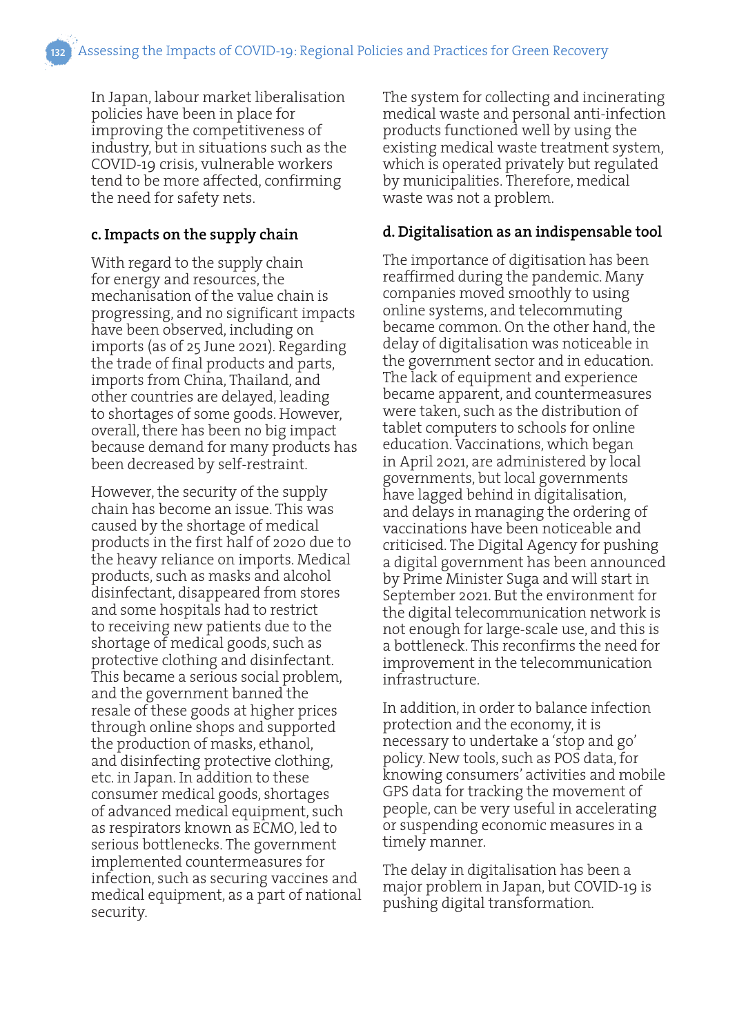In Japan, labour market liberalisation policies have been in place for improving the competitiveness of industry, but in situations such as the COVID-19 crisis, vulnerable workers tend to be more affected, confirming the need for safety nets.

### c. Impacts on the supply chain

With regard to the supply chain for energy and resources, the mechanisation of the value chain is progressing, and no significant impacts have been observed, including on imports (as of 25 June 2021). Regarding the trade of final products and parts, imports from China, Thailand, and other countries are delayed, leading to shortages of some goods. However, overall, there has been no big impact because demand for many products has been decreased by self-restraint.

However, the security of the supply chain has become an issue. This was caused by the shortage of medical products in the first half of 2020 due to the heavy reliance on imports. Medical products, such as masks and alcohol disinfectant, disappeared from stores and some hospitals had to restrict to receiving new patients due to the shortage of medical goods, such as protective clothing and disinfectant. This became a serious social problem, and the government banned the resale of these goods at higher prices through online shops and supported the production of masks, ethanol, and disinfecting protective clothing, etc. in Japan. In addition to these consumer medical goods, shortages of advanced medical equipment, such as respirators known as ECMO, led to serious bottlenecks. The government implemented countermeasures for infection, such as securing vaccines and medical equipment, as a part of national security.

The system for collecting and incinerating medical waste and personal anti-infection products functioned well by using the existing medical waste treatment system, which is operated privately but regulated by municipalities. Therefore, medical waste was not a problem.

### d. Digitalisation as an indispensable tool

The importance of digitisation has been reaffirmed during the pandemic. Many companies moved smoothly to using online systems, and telecommuting became common. On the other hand, the delay of digitalisation was noticeable in the government sector and in education. The lack of equipment and experience became apparent, and countermeasures were taken, such as the distribution of tablet computers to schools for online education. Vaccinations, which began in April 2021, are administered by local governments, but local governments have lagged behind in digitalisation, and delays in managing the ordering of vaccinations have been noticeable and criticised. The Digital Agency for pushing a digital government has been announced by Prime Minister Suga and will start in September 2021. But the environment for the digital telecommunication network is not enough for large-scale use, and this is a bottleneck. This reconfirms the need for improvement in the telecommunication infrastructure.

In addition, in order to balance infection protection and the economy, it is necessary to undertake a 'stop and go' policy. New tools, such as POS data, for knowing consumers' activities and mobile GPS data for tracking the movement of people, can be very useful in accelerating or suspending economic measures in a timely manner.

The delay in digitalisation has been a major problem in Japan, but COVID-19 is pushing digital transformation.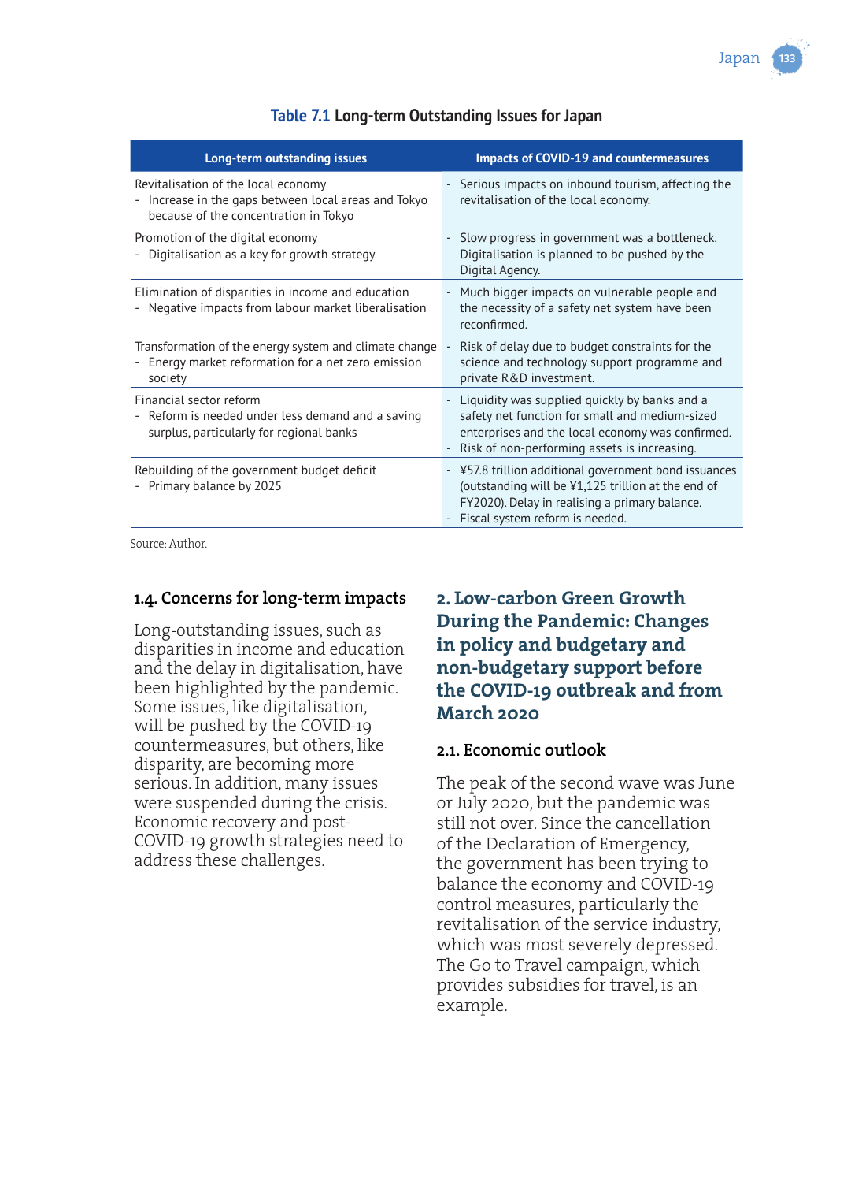**Table 7.1** Long-term Outstanding Issues for Japan

| Long-term outstanding issues | Impacts of COVID-19 and countermeasures |
|---|---|
| Revitalisation of the local economy<br>- Increase in the gaps between local areas and Tokyo because of the concentration in Tokyo | - Serious impacts on inbound tourism, affecting the revitalisation of the local economy. |
| Promotion of the digital economy<br>- Digitalisation as a key for growth strategy | - Slow progress in government was a bottleneck. Digitalisation is planned to be pushed by the Digital Agency. |
| Elimination of disparities in income and education<br>- Negative impacts from labour market liberalisation | - Much bigger impacts on vulnerable people and the necessity of a safety net system have been reconfirmed. |
| Transformation of the energy system and climate change<br>- Energy market reformation for a net zero emission society | - Risk of delay due to budget constraints for the science and technology support programme and private R&D investment. |
| Financial sector reform<br>- Reform is needed under less demand and a saving surplus, particularly for regional banks | - Liquidity was supplied quickly by banks and a safety net function for small and medium-sized enterprises and the local economy was confirmed.<br>- Risk of non-performing assets is increasing. |
| Rebuilding of the government budget deficit<br>- Primary balance by 2025 | - ¥57.8 trillion additional government bond issuances (outstanding will be ¥1,125 trillion at the end of FY2020). Delay in realising a primary balance.<br>- Fiscal system reform is needed. |

Source: Author.

### 1.4. Concerns for long-term impacts

Long-outstanding issues, such as disparities in income and education and the delay in digitalisation, have been highlighted by the pandemic. Some issues, like digitalisation, will be pushed by the COVID-19 countermeasures, but others, like disparity, are becoming more serious. In addition, many issues were suspended during the crisis. Economic recovery and post-COVID-19 growth strategies need to address these challenges.

## 2. Low-carbon Green Growth During the Pandemic: Changes in policy and budgetary and non-budgetary support before the COVID-19 outbreak and from March 2020

### 2.1. Economic outlook

The peak of the second wave was June or July 2020, but the pandemic was still not over. Since the cancellation of the Declaration of Emergency, the government has been trying to balance the economy and COVID-19 control measures, particularly the revitalisation of the service industry, which was most severely depressed. The Go to Travel campaign, which provides subsidies for travel, is an example.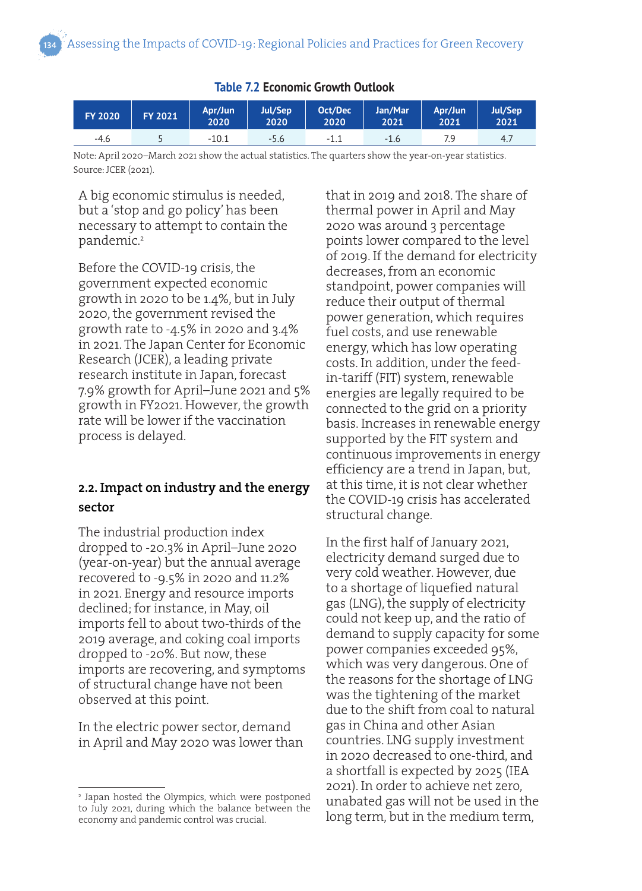**Table 7.2 Economic Growth Outlook**

| FY 2020 | FY 2021 | Apr/Jun 2020 | Jul/Sep 2020 | Oct/Dec 2020 | Jan/Mar 2021 | Apr/Jun 2021 | Jul/Sep 2021 |
|---|---|---|---|---|---|---|---|
| -4.6 | 5 | -10.1 | -5.6 | -1.1 | -1.6 | 7.9 | 4.7 |

Note: April 2020–March 2021 show the actual statistics. The quarters show the year-on-year statistics.
Source: JCER (2021).

A big economic stimulus is needed, but a 'stop and go policy' has been necessary to attempt to contain the pandemic.[2]

Before the COVID-19 crisis, the government expected economic growth in 2020 to be 1.4%, but in July 2020, the government revised the growth rate to -4.5% in 2020 and 3.4% in 2021. The Japan Center for Economic Research (JCER), a leading private research institute in Japan, forecast 7.9% growth for April–June 2021 and 5% growth in FY2021. However, the growth rate will be lower if the vaccination process is delayed.

## 2.2. Impact on industry and the energy sector

The industrial production index dropped to -20.3% in April–June 2020 (year-on-year) but the annual average recovered to -9.5% in 2020 and 11.2% in 2021. Energy and resource imports declined; for instance, in May, oil imports fell to about two-thirds of the 2019 average, and coking coal imports dropped to -20%. But now, these imports are recovering, and symptoms of structural change have not been observed at this point.

In the electric power sector, demand in April and May 2020 was lower than that in 2019 and 2018. The share of thermal power in April and May 2020 was around 3 percentage points lower compared to the level of 2019. If the demand for electricity decreases, from an economic standpoint, power companies will reduce their output of thermal power generation, which requires fuel costs, and use renewable energy, which has low operating costs. In addition, under the feed-in-tariff (FIT) system, renewable energies are legally required to be connected to the grid on a priority basis. Increases in renewable energy supported by the FIT system and continuous improvements in energy efficiency are a trend in Japan, but, at this time, it is not clear whether the COVID-19 crisis has accelerated structural change.

In the first half of January 2021, electricity demand surged due to very cold weather. However, due to a shortage of liquefied natural gas (LNG), the supply of electricity could not keep up, and the ratio of demand to supply capacity for some power companies exceeded 95%, which was very dangerous. One of the reasons for the shortage of LNG was the tightening of the market due to the shift from coal to natural gas in China and other Asian countries. LNG supply investment in 2020 decreased to one-third, and a shortfall is expected by 2025 (IEA 2021). In order to achieve net zero, unabated gas will not be used in the long term, but in the medium term,

[2] Japan hosted the Olympics, which were postponed to July 2021, during which the balance between the economy and pandemic control was crucial.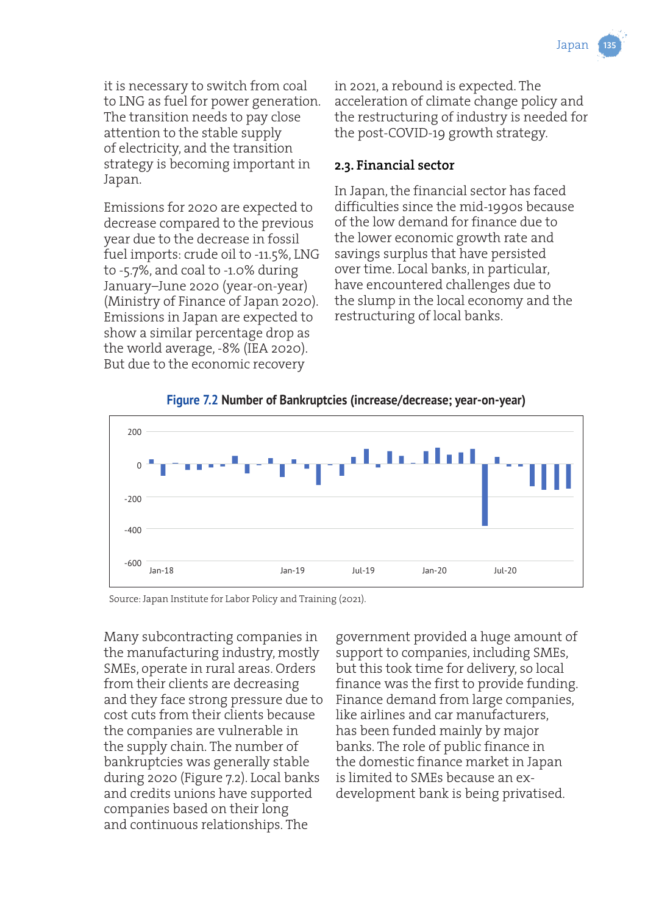it is necessary to switch from coal to LNG as fuel for power generation. The transition needs to pay close attention to the stable supply of electricity, and the transition strategy is becoming important in Japan.

Emissions for 2020 are expected to decrease compared to the previous year due to the decrease in fossil fuel imports: crude oil to -11.5%, LNG to -5.7%, and coal to -1.0% during January–June 2020 (year-on-year) (Ministry of Finance of Japan 2020). Emissions in Japan are expected to show a similar percentage drop as the world average, -8% (IEA 2020). But due to the economic recovery in 2021, a rebound is expected. The acceleration of climate change policy and the restructuring of industry is needed for the post-COVID-19 growth strategy.

### 2.3. Financial sector

In Japan, the financial sector has faced difficulties since the mid-1990s because of the low demand for finance due to the lower economic growth rate and savings surplus that have persisted over time. Local banks, in particular, have encountered challenges due to the slump in the local economy and the restructuring of local banks.

**Figure 7.2 Number of Bankruptcies (increase/decrease; year-on-year)**

Source: Japan Institute for Labor Policy and Training (2021).

Many subcontracting companies in the manufacturing industry, mostly SMEs, operate in rural areas. Orders from their clients are decreasing and they face strong pressure due to cost cuts from their clients because the companies are vulnerable in the supply chain. The number of bankruptcies was generally stable during 2020 (Figure 7.2). Local banks and credits unions have supported companies based on their long and continuous relationships. The government provided a huge amount of support to companies, including SMEs, but this took time for delivery, so local finance was the first to provide funding. Finance demand from large companies, like airlines and car manufacturers, has been funded mainly by major banks. The role of public finance in the domestic finance market in Japan is limited to SMEs because an ex-development bank is being privatised.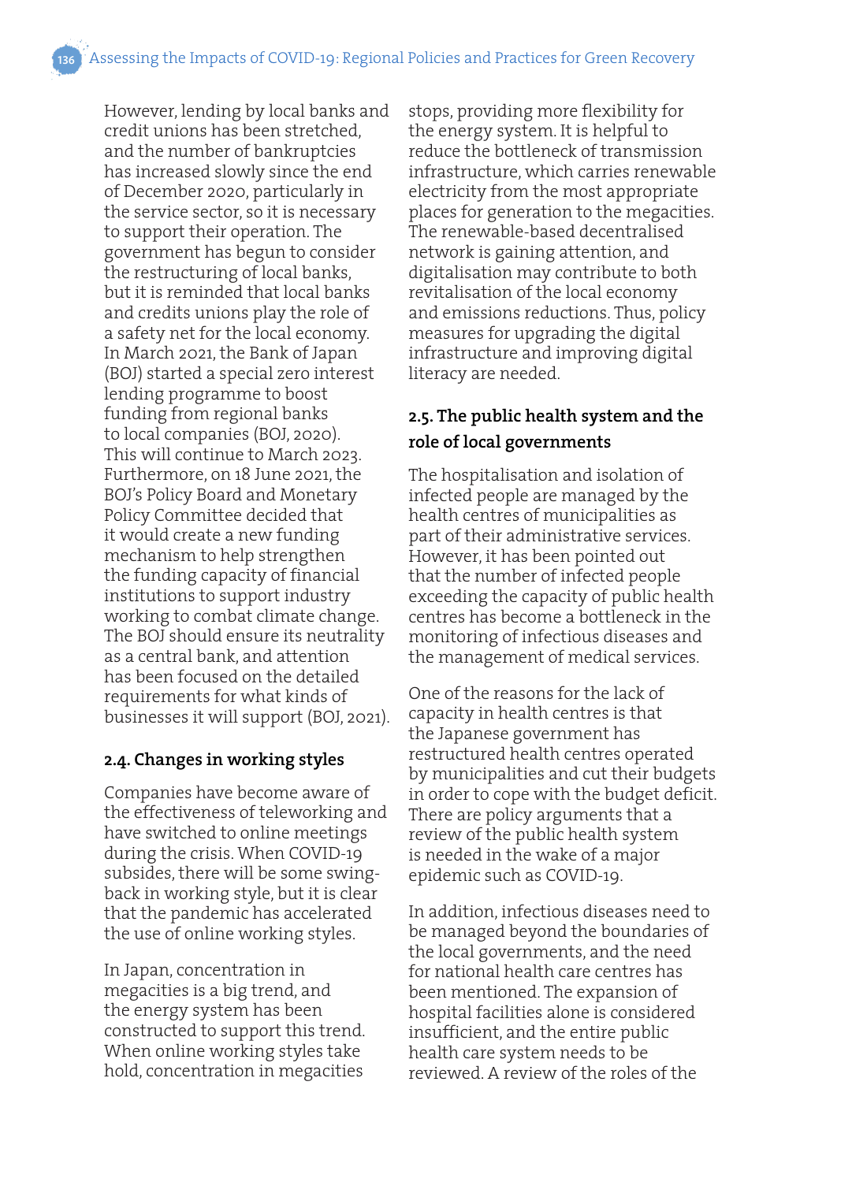However, lending by local banks and credit unions has been stretched, and the number of bankruptcies has increased slowly since the end of December 2020, particularly in the service sector, so it is necessary to support their operation. The government has begun to consider the restructuring of local banks, but it is reminded that local banks and credits unions play the role of a safety net for the local economy. In March 2021, the Bank of Japan (BOJ) started a special zero interest lending programme to boost funding from regional banks to local companies (BOJ, 2020). This will continue to March 2023. Furthermore, on 18 June 2021, the BOJ's Policy Board and Monetary Policy Committee decided that it would create a new funding mechanism to help strengthen the funding capacity of financial institutions to support industry working to combat climate change. The BOJ should ensure its neutrality as a central bank, and attention has been focused on the detailed requirements for what kinds of businesses it will support (BOJ, 2021).

### 2.4. Changes in working styles

Companies have become aware of the effectiveness of teleworking and have switched to online meetings during the crisis. When COVID-19 subsides, there will be some swing-back in working style, but it is clear that the pandemic has accelerated the use of online working styles.

In Japan, concentration in megacities is a big trend, and the energy system has been constructed to support this trend. When online working styles take hold, concentration in megacities stops, providing more flexibility for the energy system. It is helpful to reduce the bottleneck of transmission infrastructure, which carries renewable electricity from the most appropriate places for generation to the megacities. The renewable-based decentralised network is gaining attention, and digitalisation may contribute to both revitalisation of the local economy and emissions reductions. Thus, policy measures for upgrading the digital infrastructure and improving digital literacy are needed.

### 2.5. The public health system and the role of local governments

The hospitalisation and isolation of infected people are managed by the health centres of municipalities as part of their administrative services. However, it has been pointed out that the number of infected people exceeding the capacity of public health centres has become a bottleneck in the monitoring of infectious diseases and the management of medical services.

One of the reasons for the lack of capacity in health centres is that the Japanese government has restructured health centres operated by municipalities and cut their budgets in order to cope with the budget deficit. There are policy arguments that a review of the public health system is needed in the wake of a major epidemic such as COVID-19.

In addition, infectious diseases need to be managed beyond the boundaries of the local governments, and the need for national health care centres has been mentioned. The expansion of hospital facilities alone is considered insufficient, and the entire public health care system needs to be reviewed. A review of the roles of the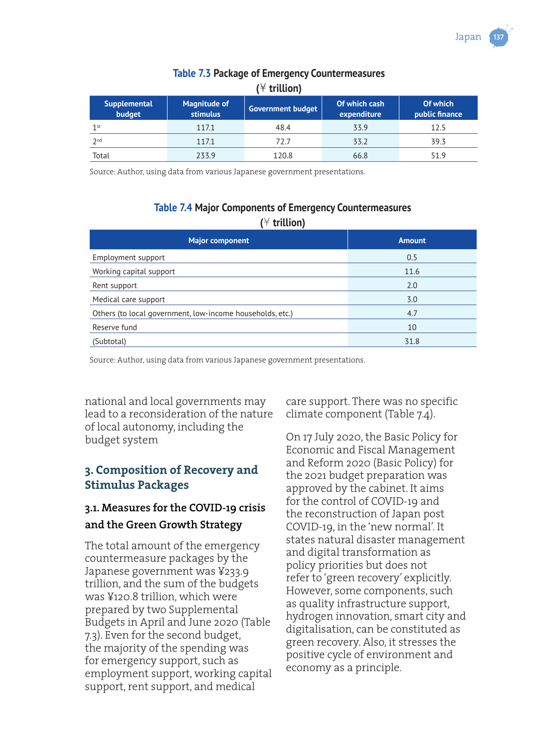**Table 7.3** Package of Emergency Countermeasures
(¥ trillion)

| Supplemental budget | Magnitude of stimulus | Government budget | Of which cash expenditure | Of which public finance |
|---|---|---|---|---|
| 1st | 117.1 | 48.4 | 33.9 | 12.5 |
| 2nd | 117.1 | 72.7 | 33.2 | 39.3 |
| Total | 233.9 | 120.8 | 66.8 | 51.9 |

Source: Author, using data from various Japanese government presentations.

**Table 7.4** Major Components of Emergency Countermeasures
(¥ trillion)

| Major component | Amount |
|---|---|
| Employment support | 0.5 |
| Working capital support | 11.6 |
| Rent support | 2.0 |
| Medical care support | 3.0 |
| Others (to local government, low-income households, etc.) | 4.7 |
| Reserve fund | 10 |
| (Subtotal) | 31.8 |

Source: Author, using data from various Japanese government presentations.

national and local governments may lead to a reconsideration of the nature of local autonomy, including the budget system

## 3. Composition of Recovery and Stimulus Packages

### 3.1. Measures for the COVID-19 crisis and the Green Growth Strategy

The total amount of the emergency countermeasure packages by the Japanese government was ¥233.9 trillion, and the sum of the budgets was ¥120.8 trillion, which were prepared by two Supplemental Budgets in April and June 2020 (Table 7.3). Even for the second budget, the majority of the spending was for emergency support, such as employment support, working capital support, rent support, and medical care support. There was no specific climate component (Table 7.4).

On 17 July 2020, the Basic Policy for Economic and Fiscal Management and Reform 2020 (Basic Policy) for the 2021 budget preparation was approved by the cabinet. It aims for the control of COVID-19 and the reconstruction of Japan post COVID-19, in the 'new normal'. It states natural disaster management and digital transformation as policy priorities but does not refer to 'green recovery' explicitly. However, some components, such as quality infrastructure support, hydrogen innovation, smart city and digitalisation, can be constituted as green recovery. Also, it stresses the positive cycle of environment and economy as a principle.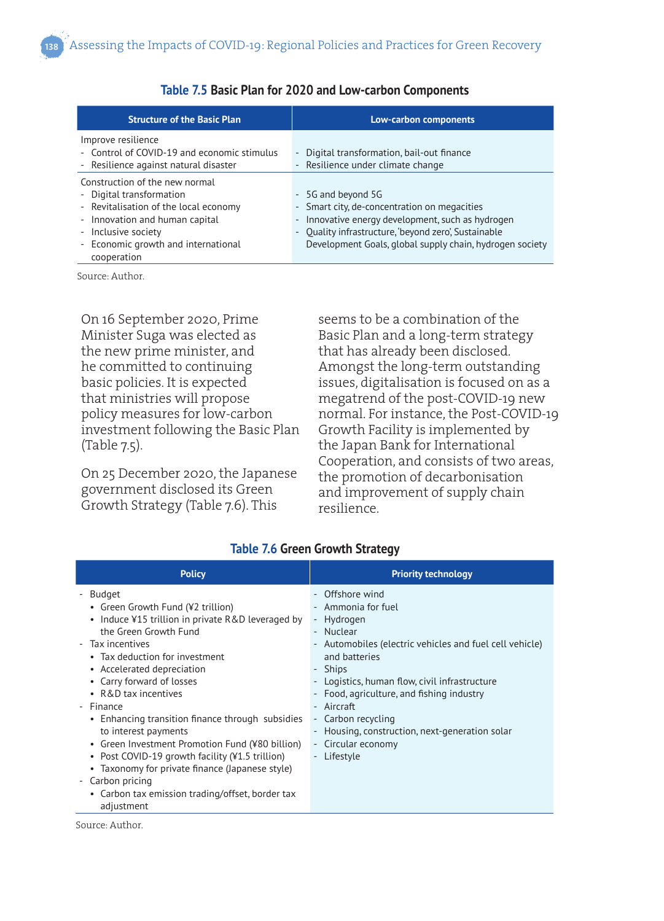**Table 7.5** Basic Plan for 2020 and Low-carbon Components

| Structure of the Basic Plan | Low-carbon components |
|---|---|
| Improve resilience<br>- Control of COVID-19 and economic stimulus<br>- Resilience against natural disaster | - Digital transformation, bail-out finance<br>- Resilience under climate change |
| Construction of the new normal<br>- Digital transformation<br>- Revitalisation of the local economy<br>- Innovation and human capital<br>- Inclusive society<br>- Economic growth and international cooperation | - 5G and beyond 5G<br>- Smart city, de-concentration on megacities<br>- Innovative energy development, such as hydrogen<br>- Quality infrastructure, 'beyond zero', Sustainable Development Goals, global supply chain, hydrogen society |

Source: Author.

On 16 September 2020, Prime Minister Suga was elected as the new prime minister, and he committed to continuing basic policies. It is expected that ministries will propose policy measures for low-carbon investment following the Basic Plan (Table 7.5).

On 25 December 2020, the Japanese government disclosed its Green Growth Strategy (Table 7.6). This seems to be a combination of the Basic Plan and a long-term strategy that has already been disclosed. Amongst the long-term outstanding issues, digitalisation is focused on as a megatrend of the post-COVID-19 new normal. For instance, the Post-COVID-19 Growth Facility is implemented by the Japan Bank for International Cooperation, and consists of two areas, the promotion of decarbonisation and improvement of supply chain resilience.

**Table 7.6** Green Growth Strategy

| Policy | Priority technology |
|---|---|
| - Budget<br>  • Green Growth Fund (¥2 trillion)<br>  • Induce ¥15 trillion in private R&D leveraged by the Green Growth Fund<br>- Tax incentives<br>  • Tax deduction for investment<br>  • Accelerated depreciation<br>  • Carry forward of losses<br>  • R&D tax incentives<br>- Finance<br>  • Enhancing transition finance through subsidies to interest payments<br>  • Green Investment Promotion Fund (¥80 billion)<br>  • Post COVID-19 growth facility (¥1.5 trillion)<br>  • Taxonomy for private finance (Japanese style)<br>- Carbon pricing<br>  • Carbon tax emission trading/offset, border tax adjustment | - Offshore wind<br>- Ammonia for fuel<br>- Hydrogen<br>- Nuclear<br>- Automobiles (electric vehicles and fuel cell vehicle) and batteries<br>- Ships<br>- Logistics, human flow, civil infrastructure<br>- Food, agriculture, and fishing industry<br>- Aircraft<br>- Carbon recycling<br>- Housing, construction, next-generation solar<br>- Circular economy<br>- Lifestyle |

Source: Author.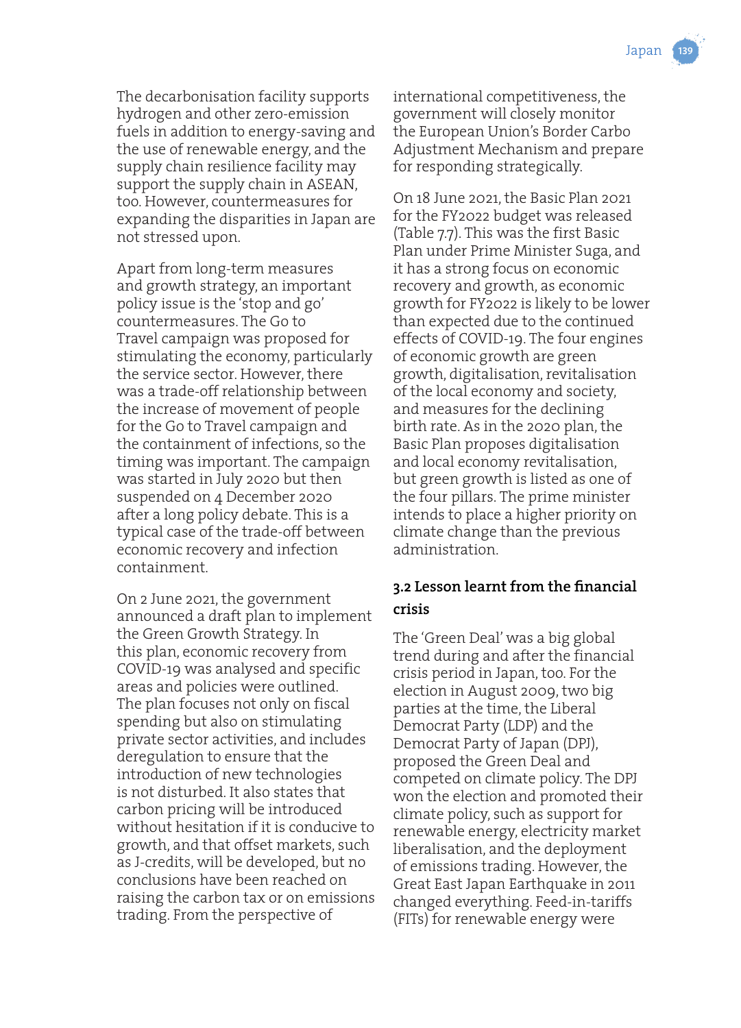The decarbonisation facility supports hydrogen and other zero-emission fuels in addition to energy-saving and the use of renewable energy, and the supply chain resilience facility may support the supply chain in ASEAN, too. However, countermeasures for expanding the disparities in Japan are not stressed upon.

Apart from long-term measures and growth strategy, an important policy issue is the 'stop and go' countermeasures. The Go to Travel campaign was proposed for stimulating the economy, particularly the service sector. However, there was a trade-off relationship between the increase of movement of people for the Go to Travel campaign and the containment of infections, so the timing was important. The campaign was started in July 2020 but then suspended on 4 December 2020 after a long policy debate. This is a typical case of the trade-off between economic recovery and infection containment.

On 2 June 2021, the government announced a draft plan to implement the Green Growth Strategy. In this plan, economic recovery from COVID-19 was analysed and specific areas and policies were outlined. The plan focuses not only on fiscal spending but also on stimulating private sector activities, and includes deregulation to ensure that the introduction of new technologies is not disturbed. It also states that carbon pricing will be introduced without hesitation if it is conducive to growth, and that offset markets, such as J-credits, will be developed, but no conclusions have been reached on raising the carbon tax or on emissions trading. From the perspective of international competitiveness, the government will closely monitor the European Union's Border Carbo Adjustment Mechanism and prepare for responding strategically.

On 18 June 2021, the Basic Plan 2021 for the FY2022 budget was released (Table 7.7). This was the first Basic Plan under Prime Minister Suga, and it has a strong focus on economic recovery and growth, as economic growth for FY2022 is likely to be lower than expected due to the continued effects of COVID-19. The four engines of economic growth are green growth, digitalisation, revitalisation of the local economy and society, and measures for the declining birth rate. As in the 2020 plan, the Basic Plan proposes digitalisation and local economy revitalisation, but green growth is listed as one of the four pillars. The prime minister intends to place a higher priority on climate change than the previous administration.

### 3.2 Lesson learnt from the financial crisis

The 'Green Deal' was a big global trend during and after the financial crisis period in Japan, too. For the election in August 2009, two big parties at the time, the Liberal Democrat Party (LDP) and the Democrat Party of Japan (DPJ), proposed the Green Deal and competed on climate policy. The DPJ won the election and promoted their climate policy, such as support for renewable energy, electricity market liberalisation, and the deployment of emissions trading. However, the Great East Japan Earthquake in 2011 changed everything. Feed-in-tariffs (FITs) for renewable energy were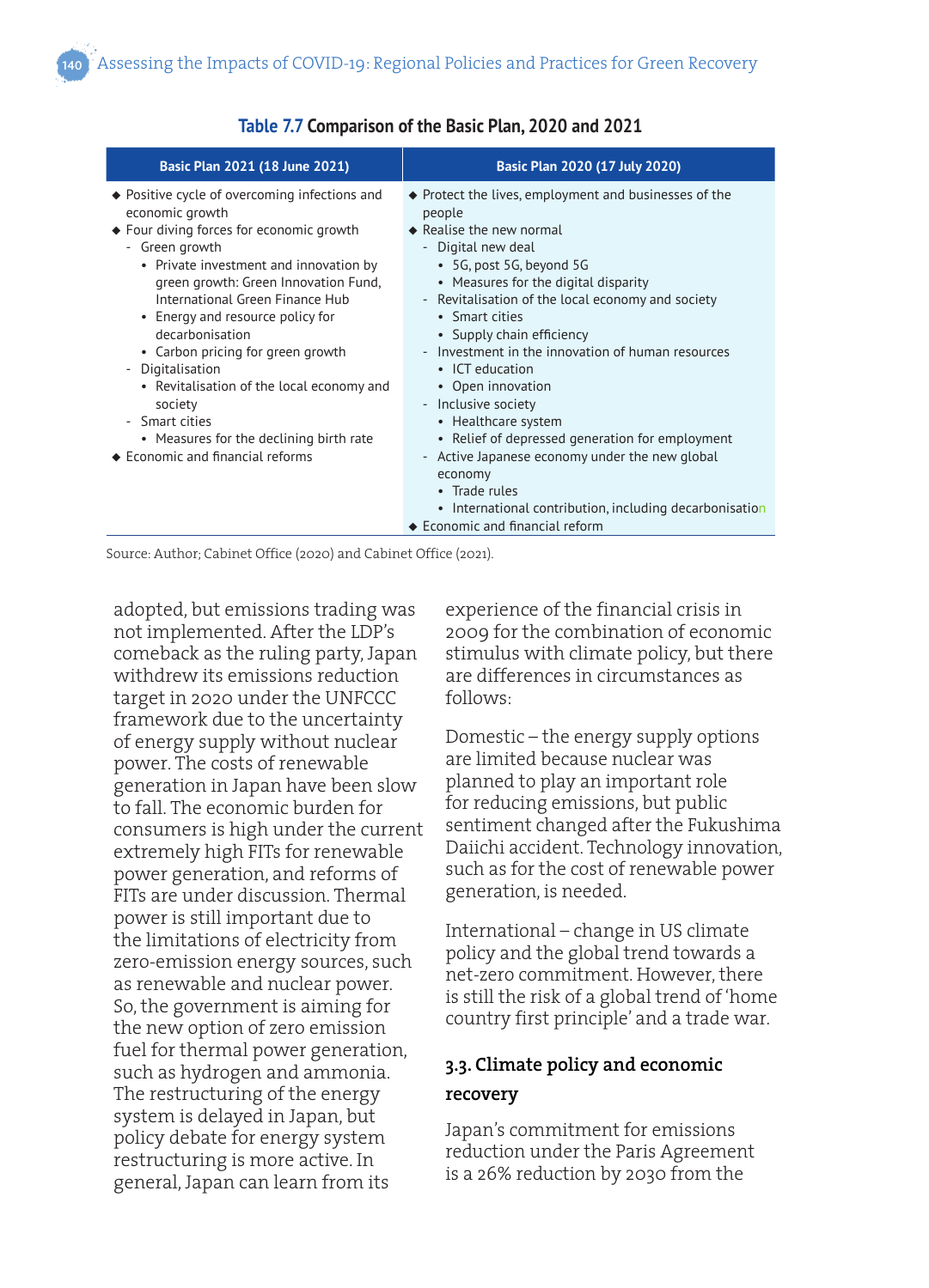**Table 7.7 Comparison of the Basic Plan, 2020 and 2021**

| Basic Plan 2021 (18 June 2021) | Basic Plan 2020 (17 July 2020) |
|---|---|
| ◆ Positive cycle of overcoming infections and economic growth<br>◆ Four diving forces for economic growth<br>- Green growth<br>• Private investment and innovation by green growth: Green Innovation Fund, International Green Finance Hub<br>• Energy and resource policy for decarbonisation<br>• Carbon pricing for green growth<br>- Digitalisation<br>• Revitalisation of the local economy and society<br>- Smart cities<br>• Measures for the declining birth rate<br>◆ Economic and financial reforms | ◆ Protect the lives, employment and businesses of the people<br>◆ Realise the new normal<br>- Digital new deal<br>• 5G, post 5G, beyond 5G<br>• Measures for the digital disparity<br>- Revitalisation of the local economy and society<br>• Smart cities<br>• Supply chain efficiency<br>- Investment in the innovation of human resources<br>• ICT education<br>• Open innovation<br>- Inclusive society<br>• Healthcare system<br>• Relief of depressed generation for employment<br>- Active Japanese economy under the new global economy<br>• Trade rules<br>• International contribution, including decarbonisation<br>◆ Economic and financial reform |

Source: Author; Cabinet Office (2020) and Cabinet Office (2021).

adopted, but emissions trading was not implemented. After the LDP's comeback as the ruling party, Japan withdrew its emissions reduction target in 2020 under the UNFCCC framework due to the uncertainty of energy supply without nuclear power. The costs of renewable generation in Japan have been slow to fall. The economic burden for consumers is high under the current extremely high FITs for renewable power generation, and reforms of FITs are under discussion. Thermal power is still important due to the limitations of electricity from zero-emission energy sources, such as renewable and nuclear power. So, the government is aiming for the new option of zero emission fuel for thermal power generation, such as hydrogen and ammonia. The restructuring of the energy system is delayed in Japan, but policy debate for energy system restructuring is more active. In general, Japan can learn from its experience of the financial crisis in 2009 for the combination of economic stimulus with climate policy, but there are differences in circumstances as follows:

Domestic – the energy supply options are limited because nuclear was planned to play an important role for reducing emissions, but public sentiment changed after the Fukushima Daiichi accident. Technology innovation, such as for the cost of renewable power generation, is needed.

International – change in US climate policy and the global trend towards a net-zero commitment. However, there is still the risk of a global trend of 'home country first principle' and a trade war.

### 3.3. Climate policy and economic recovery

Japan's commitment for emissions reduction under the Paris Agreement is a 26% reduction by 2030 from the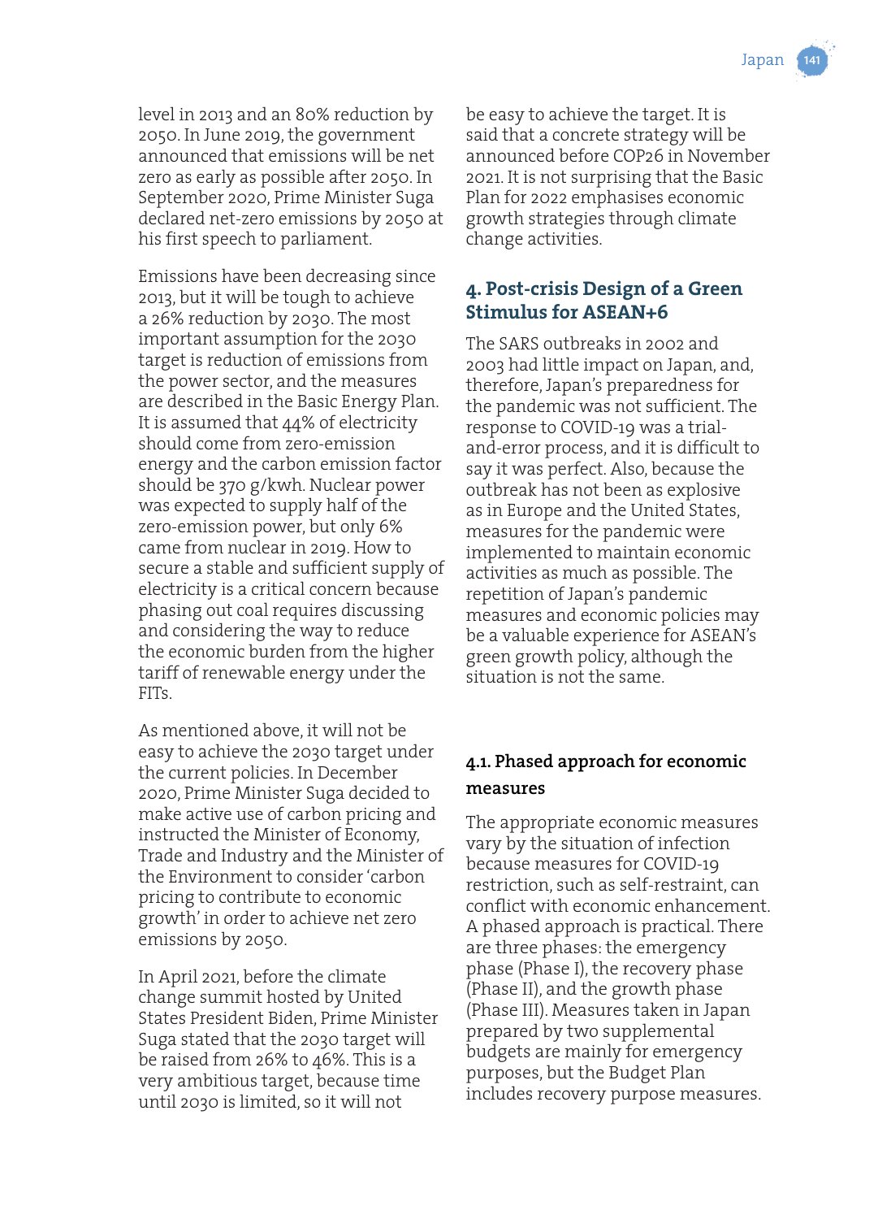level in 2013 and an 80% reduction by 2050. In June 2019, the government announced that emissions will be net zero as early as possible after 2050. In September 2020, Prime Minister Suga declared net-zero emissions by 2050 at his first speech to parliament.

Emissions have been decreasing since 2013, but it will be tough to achieve a 26% reduction by 2030. The most important assumption for the 2030 target is reduction of emissions from the power sector, and the measures are described in the Basic Energy Plan. It is assumed that 44% of electricity should come from zero-emission energy and the carbon emission factor should be 370 g/kwh. Nuclear power was expected to supply half of the zero-emission power, but only 6% came from nuclear in 2019. How to secure a stable and sufficient supply of electricity is a critical concern because phasing out coal requires discussing and considering the way to reduce the economic burden from the higher tariff of renewable energy under the FITs.

As mentioned above, it will not be easy to achieve the 2030 target under the current policies. In December 2020, Prime Minister Suga decided to make active use of carbon pricing and instructed the Minister of Economy, Trade and Industry and the Minister of the Environment to consider 'carbon pricing to contribute to economic growth' in order to achieve net zero emissions by 2050.

In April 2021, before the climate change summit hosted by United States President Biden, Prime Minister Suga stated that the 2030 target will be raised from 26% to 46%. This is a very ambitious target, because time until 2030 is limited, so it will not be easy to achieve the target. It is said that a concrete strategy will be announced before COP26 in November 2021. It is not surprising that the Basic Plan for 2022 emphasises economic growth strategies through climate change activities.

## 4. Post-crisis Design of a Green Stimulus for ASEAN+6

The SARS outbreaks in 2002 and 2003 had little impact on Japan, and, therefore, Japan's preparedness for the pandemic was not sufficient. The response to COVID-19 was a trial-and-error process, and it is difficult to say it was perfect. Also, because the outbreak has not been as explosive as in Europe and the United States, measures for the pandemic were implemented to maintain economic activities as much as possible. The repetition of Japan's pandemic measures and economic policies may be a valuable experience for ASEAN's green growth policy, although the situation is not the same.

### 4.1. Phased approach for economic measures

The appropriate economic measures vary by the situation of infection because measures for COVID-19 restriction, such as self-restraint, can conflict with economic enhancement. A phased approach is practical. There are three phases: the emergency phase (Phase I), the recovery phase (Phase II), and the growth phase (Phase III). Measures taken in Japan prepared by two supplemental budgets are mainly for emergency purposes, but the Budget Plan includes recovery purpose measures.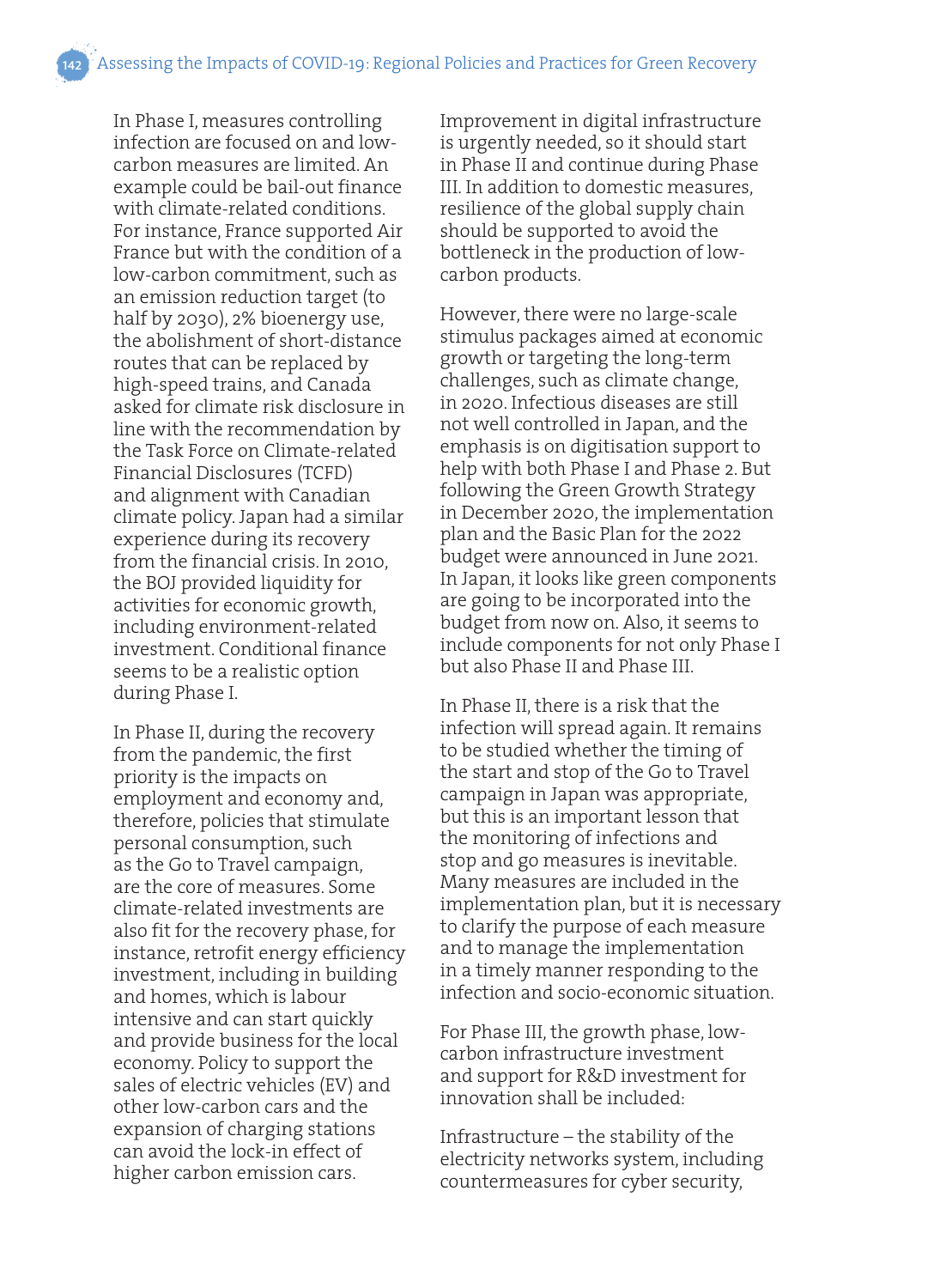In Phase I, measures controlling infection are focused on and low-carbon measures are limited. An example could be bail-out finance with climate-related conditions. For instance, France supported Air France but with the condition of a low-carbon commitment, such as an emission reduction target (to half by 2030), 2% bioenergy use, the abolishment of short-distance routes that can be replaced by high-speed trains, and Canada asked for climate risk disclosure in line with the recommendation by the Task Force on Climate-related Financial Disclosures (TCFD) and alignment with Canadian climate policy. Japan had a similar experience during its recovery from the financial crisis. In 2010, the BOJ provided liquidity for activities for economic growth, including environment-related investment. Conditional finance seems to be a realistic option during Phase I.

In Phase II, during the recovery from the pandemic, the first priority is the impacts on employment and economy and, therefore, policies that stimulate personal consumption, such as the Go to Travel campaign, are the core of measures. Some climate-related investments are also fit for the recovery phase, for instance, retrofit energy efficiency investment, including in building and homes, which is labour intensive and can start quickly and provide business for the local economy. Policy to support the sales of electric vehicles (EV) and other low-carbon cars and the expansion of charging stations can avoid the lock-in effect of higher carbon emission cars.

Improvement in digital infrastructure is urgently needed, so it should start in Phase II and continue during Phase III. In addition to domestic measures, resilience of the global supply chain should be supported to avoid the bottleneck in the production of low-carbon products.

However, there were no large-scale stimulus packages aimed at economic growth or targeting the long-term challenges, such as climate change, in 2020. Infectious diseases are still not well controlled in Japan, and the emphasis is on digitisation support to help with both Phase I and Phase 2. But following the Green Growth Strategy in December 2020, the implementation plan and the Basic Plan for the 2022 budget were announced in June 2021. In Japan, it looks like green components are going to be incorporated into the budget from now on. Also, it seems to include components for not only Phase I but also Phase II and Phase III.

In Phase II, there is a risk that the infection will spread again. It remains to be studied whether the timing of the start and stop of the Go to Travel campaign in Japan was appropriate, but this is an important lesson that the monitoring of infections and stop and go measures is inevitable. Many measures are included in the implementation plan, but it is necessary to clarify the purpose of each measure and to manage the implementation in a timely manner responding to the infection and socio-economic situation.

For Phase III, the growth phase, low-carbon infrastructure investment and support for R&D investment for innovation shall be included:

Infrastructure – the stability of the electricity networks system, including countermeasures for cyber security,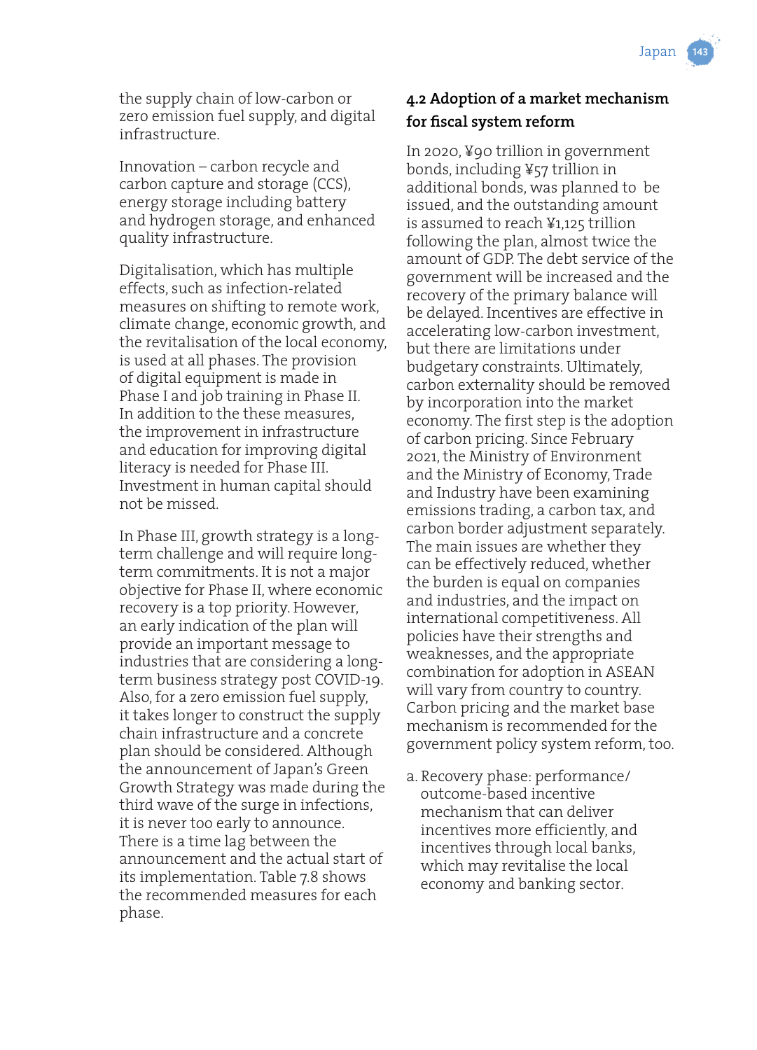the supply chain of low-carbon or zero emission fuel supply, and digital infrastructure.

Innovation – carbon recycle and carbon capture and storage (CCS), energy storage including battery and hydrogen storage, and enhanced quality infrastructure.

Digitalisation, which has multiple effects, such as infection-related measures on shifting to remote work, climate change, economic growth, and the revitalisation of the local economy, is used at all phases. The provision of digital equipment is made in Phase I and job training in Phase II. In addition to the these measures, the improvement in infrastructure and education for improving digital literacy is needed for Phase III. Investment in human capital should not be missed.

In Phase III, growth strategy is a long-term challenge and will require long-term commitments. It is not a major objective for Phase II, where economic recovery is a top priority. However, an early indication of the plan will provide an important message to industries that are considering a long-term business strategy post COVID-19. Also, for a zero emission fuel supply, it takes longer to construct the supply chain infrastructure and a concrete plan should be considered. Although the announcement of Japan's Green Growth Strategy was made during the third wave of the surge in infections, it is never too early to announce. There is a time lag between the announcement and the actual start of its implementation. Table 7.8 shows the recommended measures for each phase.

### 4.2 Adoption of a market mechanism for fiscal system reform

In 2020, ¥90 trillion in government bonds, including ¥57 trillion in additional bonds, was planned to be issued, and the outstanding amount is assumed to reach ¥1,125 trillion following the plan, almost twice the amount of GDP. The debt service of the government will be increased and the recovery of the primary balance will be delayed. Incentives are effective in accelerating low-carbon investment, but there are limitations under budgetary constraints. Ultimately, carbon externality should be removed by incorporation into the market economy. The first step is the adoption of carbon pricing. Since February 2021, the Ministry of Environment and the Ministry of Economy, Trade and Industry have been examining emissions trading, a carbon tax, and carbon border adjustment separately. The main issues are whether they can be effectively reduced, whether the burden is equal on companies and industries, and the impact on international competitiveness. All policies have their strengths and weaknesses, and the appropriate combination for adoption in ASEAN will vary from country to country. Carbon pricing and the market base mechanism is recommended for the government policy system reform, too.

a. Recovery phase: performance/outcome-based incentive mechanism that can deliver incentives more efficiently, and incentives through local banks, which may revitalise the local economy and banking sector.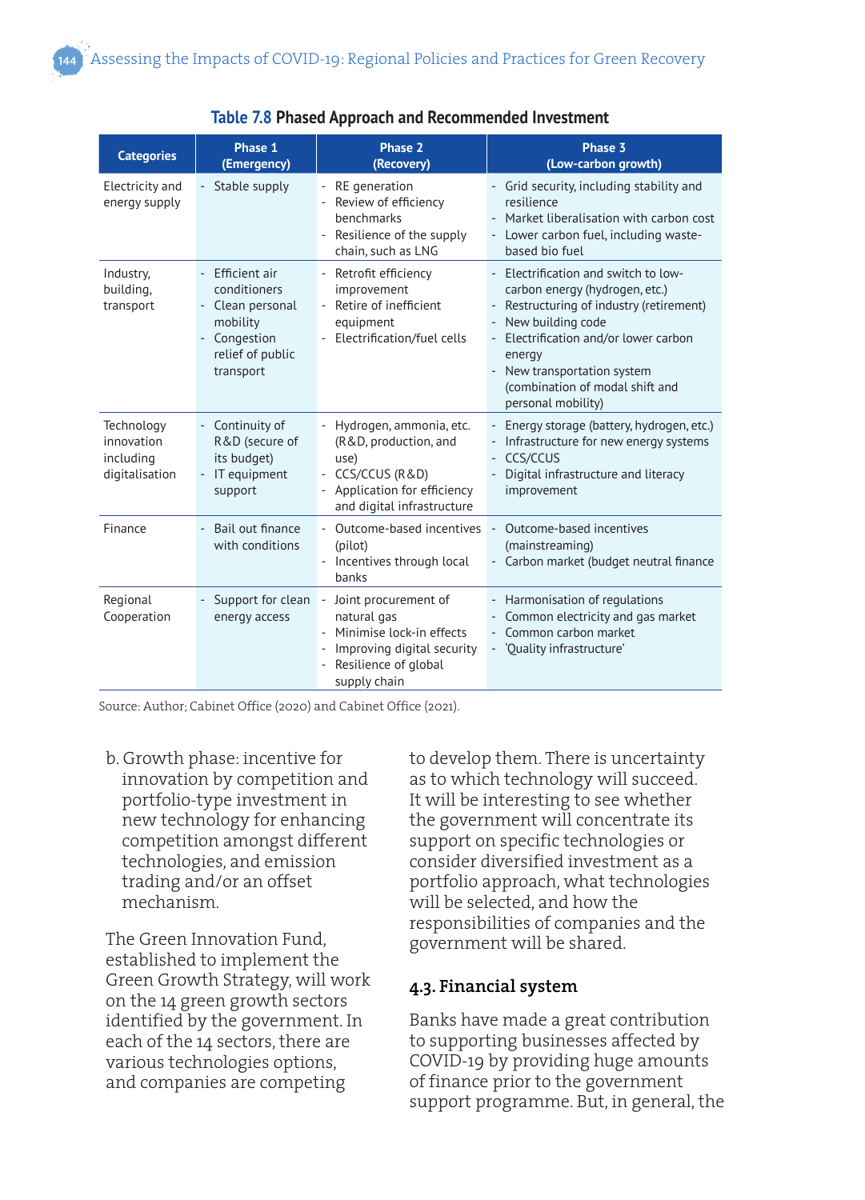**Table 7.8 Phased Approach and Recommended Investment**

| Categories | Phase 1 (Emergency) | Phase 2 (Recovery) | Phase 3 (Low-carbon growth) |
|---|---|---|---|
| Electricity and energy supply | - Stable supply | - RE generation<br>- Review of efficiency benchmarks<br>- Resilience of the supply chain, such as LNG | - Grid security, including stability and resilience<br>- Market liberalisation with carbon cost<br>- Lower carbon fuel, including waste-based bio fuel |
| Industry, building, transport | - Efficient air conditioners<br>- Clean personal mobility<br>- Congestion relief of public transport | - Retrofit efficiency improvement<br>- Retire of inefficient equipment<br>- Electrification/fuel cells | - Electrification and switch to low-carbon energy (hydrogen, etc.)<br>- Restructuring of industry (retirement)<br>- New building code<br>- Electrification and/or lower carbon energy<br>- New transportation system (combination of modal shift and personal mobility) |
| Technology innovation including digitalisation | - Continuity of R&D (secure of its budget)<br>- IT equipment support | - Hydrogen, ammonia, etc. (R&D, production, and use)<br>- CCS/CCUS (R&D)<br>- Application for efficiency and digital infrastructure | - Energy storage (battery, hydrogen, etc.)<br>- Infrastructure for new energy systems<br>- CCS/CCUS<br>- Digital infrastructure and literacy improvement |
| Finance | - Bail out finance with conditions | - Outcome-based incentives (pilot)<br>- Incentives through local banks | - Outcome-based incentives (mainstreaming)<br>- Carbon market (budget neutral finance |
| Regional Cooperation | - Support for clean energy access | - Joint procurement of natural gas<br>- Minimise lock-in effects<br>- Improving digital security<br>- Resilience of global supply chain | - Harmonisation of regulations<br>- Common electricity and gas market<br>- Common carbon market<br>- 'Quality infrastructure' |

Source: Author; Cabinet Office (2020) and Cabinet Office (2021).

b. Growth phase: incentive for innovation by competition and portfolio-type investment in new technology for enhancing competition amongst different technologies, and emission trading and/or an offset mechanism.

The Green Innovation Fund, established to implement the Green Growth Strategy, will work on the 14 green growth sectors identified by the government. In each of the 14 sectors, there are various technologies options, and companies are competing to develop them. There is uncertainty as to which technology will succeed. It will be interesting to see whether the government will concentrate its support on specific technologies or consider diversified investment as a portfolio approach, what technologies will be selected, and how the responsibilities of companies and the government will be shared.

### 4.3. Financial system

Banks have made a great contribution to supporting businesses affected by COVID-19 by providing huge amounts of finance prior to the government support programme. But, in general, the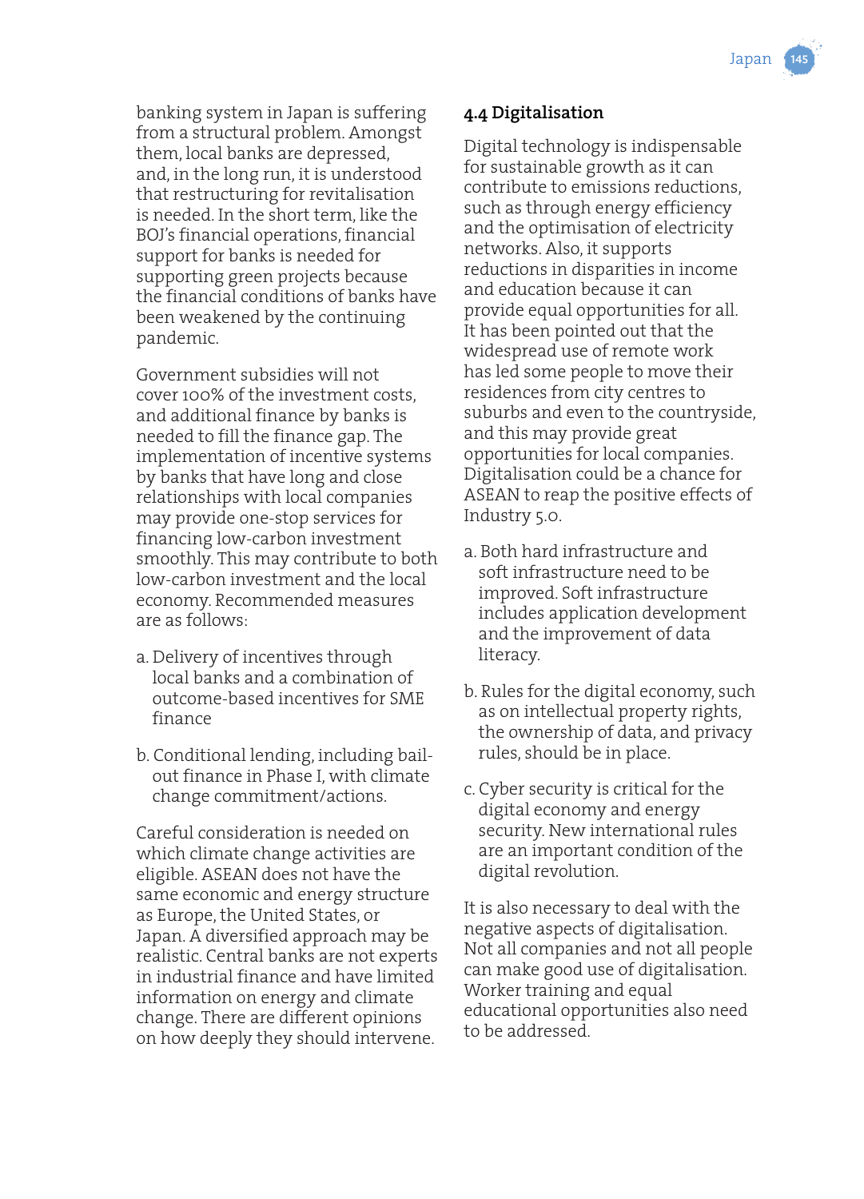banking system in Japan is suffering from a structural problem. Amongst them, local banks are depressed, and, in the long run, it is understood that restructuring for revitalisation is needed. In the short term, like the BOJ's financial operations, financial support for banks is needed for supporting green projects because the financial conditions of banks have been weakened by the continuing pandemic.

Government subsidies will not cover 100% of the investment costs, and additional finance by banks is needed to fill the finance gap. The implementation of incentive systems by banks that have long and close relationships with local companies may provide one-stop services for financing low-carbon investment smoothly. This may contribute to both low-carbon investment and the local economy. Recommended measures are as follows:

a. Delivery of incentives through local banks and a combination of outcome-based incentives for SME finance

b. Conditional lending, including bail-out finance in Phase I, with climate change commitment/actions.

Careful consideration is needed on which climate change activities are eligible. ASEAN does not have the same economic and energy structure as Europe, the United States, or Japan. A diversified approach may be realistic. Central banks are not experts in industrial finance and have limited information on energy and climate change. There are different opinions on how deeply they should intervene.

### 4.4 Digitalisation

Digital technology is indispensable for sustainable growth as it can contribute to emissions reductions, such as through energy efficiency and the optimisation of electricity networks. Also, it supports reductions in disparities in income and education because it can provide equal opportunities for all. It has been pointed out that the widespread use of remote work has led some people to move their residences from city centres to suburbs and even to the countryside, and this may provide great opportunities for local companies. Digitalisation could be a chance for ASEAN to reap the positive effects of Industry 5.0.

a. Both hard infrastructure and soft infrastructure need to be improved. Soft infrastructure includes application development and the improvement of data literacy.

b. Rules for the digital economy, such as on intellectual property rights, the ownership of data, and privacy rules, should be in place.

c. Cyber security is critical for the digital economy and energy security. New international rules are an important condition of the digital revolution.

It is also necessary to deal with the negative aspects of digitalisation. Not all companies and not all people can make good use of digitalisation. Worker training and equal educational opportunities also need to be addressed.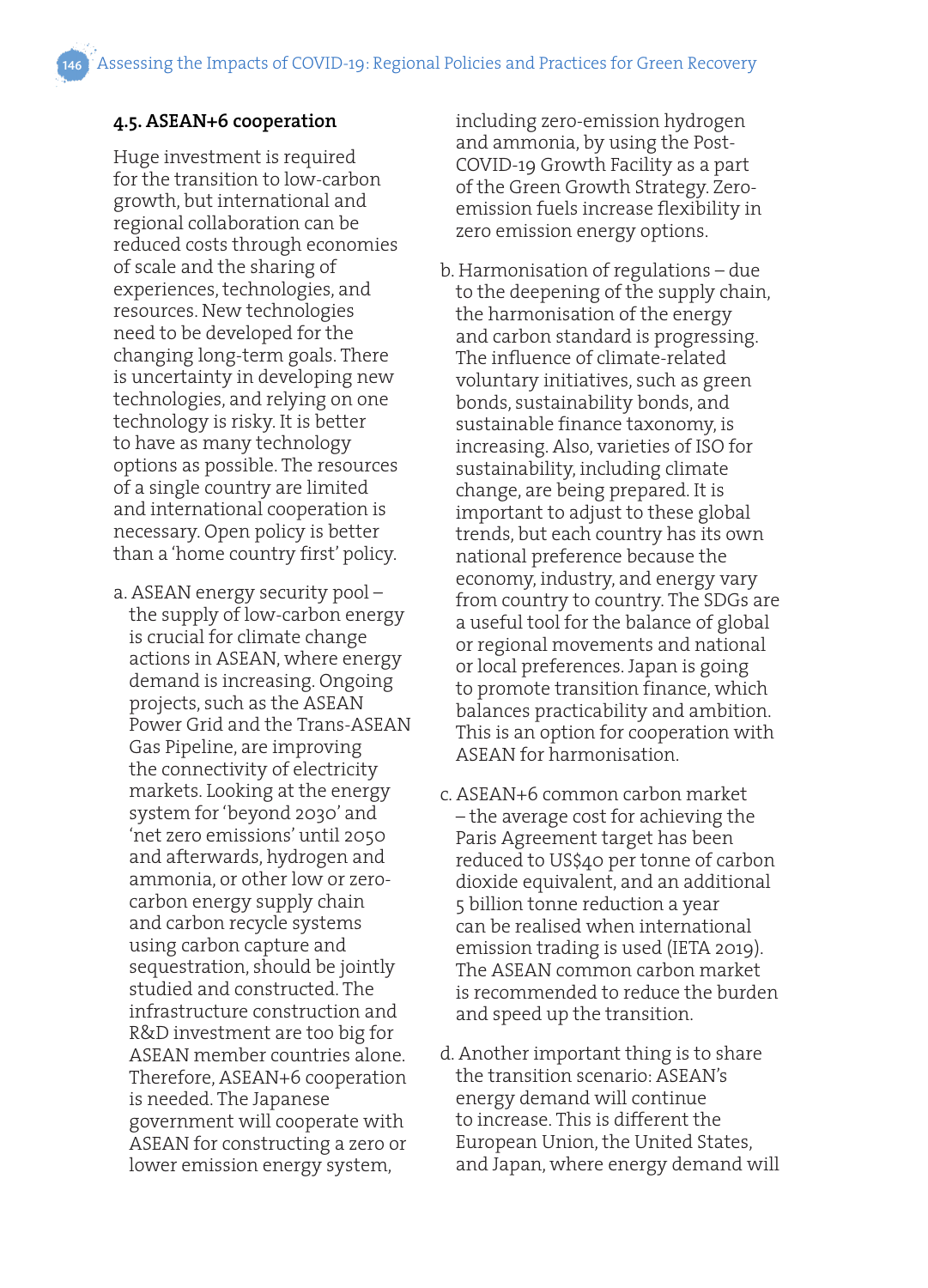### 4.5. ASEAN+6 cooperation

Huge investment is required for the transition to low-carbon growth, but international and regional collaboration can be reduced costs through economies of scale and the sharing of experiences, technologies, and resources. New technologies need to be developed for the changing long-term goals. There is uncertainty in developing new technologies, and relying on one technology is risky. It is better to have as many technology options as possible. The resources of a single country are limited and international cooperation is necessary. Open policy is better than a 'home country first' policy.

a. ASEAN energy security pool – the supply of low-carbon energy is crucial for climate change actions in ASEAN, where energy demand is increasing. Ongoing projects, such as the ASEAN Power Grid and the Trans-ASEAN Gas Pipeline, are improving the connectivity of electricity markets. Looking at the energy system for 'beyond 2030' and 'net zero emissions' until 2050 and afterwards, hydrogen and ammonia, or other low or zero-carbon energy supply chain and carbon recycle systems using carbon capture and sequestration, should be jointly studied and constructed. The infrastructure construction and R&D investment are too big for ASEAN member countries alone. Therefore, ASEAN+6 cooperation is needed. The Japanese government will cooperate with ASEAN for constructing a zero or lower emission energy system, including zero-emission hydrogen and ammonia, by using the Post-COVID-19 Growth Facility as a part of the Green Growth Strategy. Zero-emission fuels increase flexibility in zero emission energy options.

b. Harmonisation of regulations – due to the deepening of the supply chain, the harmonisation of the energy and carbon standard is progressing. The influence of climate-related voluntary initiatives, such as green bonds, sustainability bonds, and sustainable finance taxonomy, is increasing. Also, varieties of ISO for sustainability, including climate change, are being prepared. It is important to adjust to these global trends, but each country has its own national preference because the economy, industry, and energy vary from country to country. The SDGs are a useful tool for the balance of global or regional movements and national or local preferences. Japan is going to promote transition finance, which balances practicability and ambition. This is an option for cooperation with ASEAN for harmonisation.

c. ASEAN+6 common carbon market – the average cost for achieving the Paris Agreement target has been reduced to US$40 per tonne of carbon dioxide equivalent, and an additional 5 billion tonne reduction a year can be realised when international emission trading is used (IETA 2019). The ASEAN common carbon market is recommended to reduce the burden and speed up the transition.

d. Another important thing is to share the transition scenario: ASEAN's energy demand will continue to increase. This is different the European Union, the United States, and Japan, where energy demand will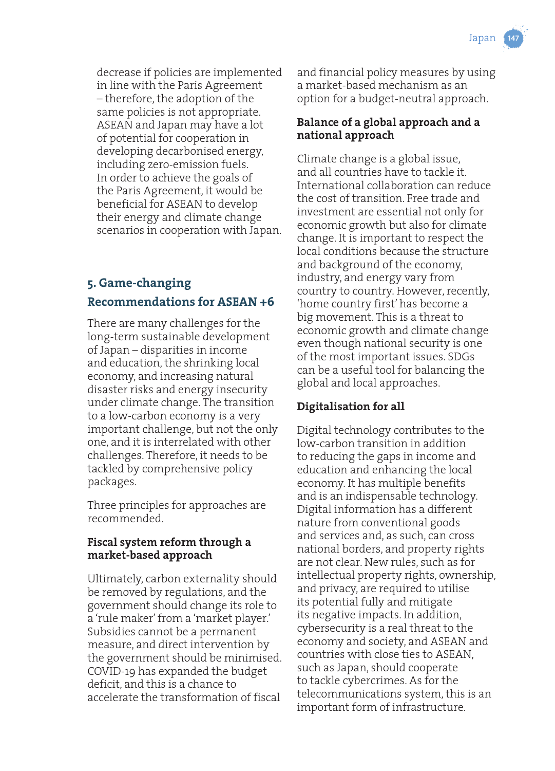decrease if policies are implemented in line with the Paris Agreement – therefore, the adoption of the same policies is not appropriate. ASEAN and Japan may have a lot of potential for cooperation in developing decarbonised energy, including zero-emission fuels. In order to achieve the goals of the Paris Agreement, it would be beneficial for ASEAN to develop their energy and climate change scenarios in cooperation with Japan.

## 5. Game-changing Recommendations for ASEAN +6

There are many challenges for the long-term sustainable development of Japan – disparities in income and education, the shrinking local economy, and increasing natural disaster risks and energy insecurity under climate change. The transition to a low-carbon economy is a very important challenge, but not the only one, and it is interrelated with other challenges. Therefore, it needs to be tackled by comprehensive policy packages.

Three principles for approaches are recommended.

### Fiscal system reform through a market-based approach

Ultimately, carbon externality should be removed by regulations, and the government should change its role to a 'rule maker' from a 'market player.' Subsidies cannot be a permanent measure, and direct intervention by the government should be minimised. COVID-19 has expanded the budget deficit, and this is a chance to accelerate the transformation of fiscal and financial policy measures by using a market-based mechanism as an option for a budget-neutral approach.

### Balance of a global approach and a national approach

Climate change is a global issue, and all countries have to tackle it. International collaboration can reduce the cost of transition. Free trade and investment are essential not only for economic growth but also for climate change. It is important to respect the local conditions because the structure and background of the economy, industry, and energy vary from country to country. However, recently, 'home country first' has become a big movement. This is a threat to economic growth and climate change even though national security is one of the most important issues. SDGs can be a useful tool for balancing the global and local approaches.

### Digitalisation for all

Digital technology contributes to the low-carbon transition in addition to reducing the gaps in income and education and enhancing the local economy. It has multiple benefits and is an indispensable technology. Digital information has a different nature from conventional goods and services and, as such, can cross national borders, and property rights are not clear. New rules, such as for intellectual property rights, ownership, and privacy, are required to utilise its potential fully and mitigate its negative impacts. In addition, cybersecurity is a real threat to the economy and society, and ASEAN and countries with close ties to ASEAN, such as Japan, should cooperate to tackle cybercrimes. As for the telecommunications system, this is an important form of infrastructure.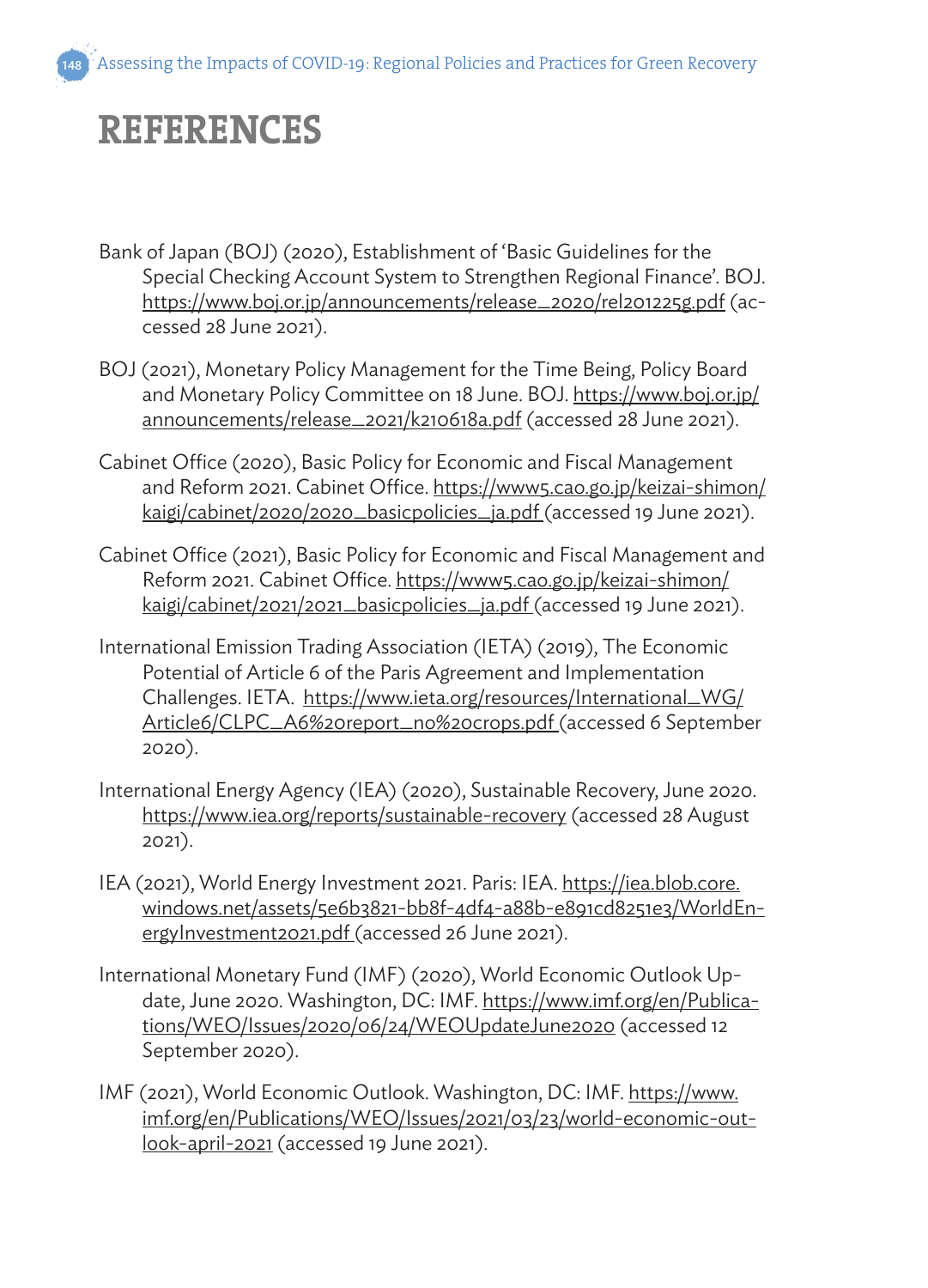# REFERENCES

Bank of Japan (BOJ) (2020), Establishment of 'Basic Guidelines for the Special Checking Account System to Strengthen Regional Finance'. BOJ. https://www.boj.or.jp/announcements/release_2020/rel201225g.pdf (accessed 28 June 2021).

BOJ (2021), Monetary Policy Management for the Time Being, Policy Board and Monetary Policy Committee on 18 June. BOJ. https://www.boj.or.jp/announcements/release_2021/k210618a.pdf (accessed 28 June 2021).

Cabinet Office (2020), Basic Policy for Economic and Fiscal Management and Reform 2021. Cabinet Office. https://www5.cao.go.jp/keizai-shimon/kaigi/cabinet/2020/2020_basicpolicies_ja.pdf (accessed 19 June 2021).

Cabinet Office (2021), Basic Policy for Economic and Fiscal Management and Reform 2021. Cabinet Office. https://www5.cao.go.jp/keizai-shimon/kaigi/cabinet/2021/2021_basicpolicies_ja.pdf (accessed 19 June 2021).

International Emission Trading Association (IETA) (2019), The Economic Potential of Article 6 of the Paris Agreement and Implementation Challenges. IETA. https://www.ieta.org/resources/International_WG/Article6/CLPC_A6%20report_no%20crops.pdf (accessed 6 September 2020).

International Energy Agency (IEA) (2020), Sustainable Recovery, June 2020. https://www.iea.org/reports/sustainable-recovery (accessed 28 August 2021).

IEA (2021), World Energy Investment 2021. Paris: IEA. https://iea.blob.core.windows.net/assets/5e6b3821-bb8f-4df4-a88b-e891cd8251e3/WorldEnergyInvestment2021.pdf (accessed 26 June 2021).

International Monetary Fund (IMF) (2020), World Economic Outlook Update, June 2020. Washington, DC: IMF. https://www.imf.org/en/Publications/WEO/Issues/2020/06/24/WEOUpdateJune2020 (accessed 12 September 2020).

IMF (2021), World Economic Outlook. Washington, DC: IMF. https://www.imf.org/en/Publications/WEO/Issues/2021/03/23/world-economic-outlook-april-2021 (accessed 19 June 2021).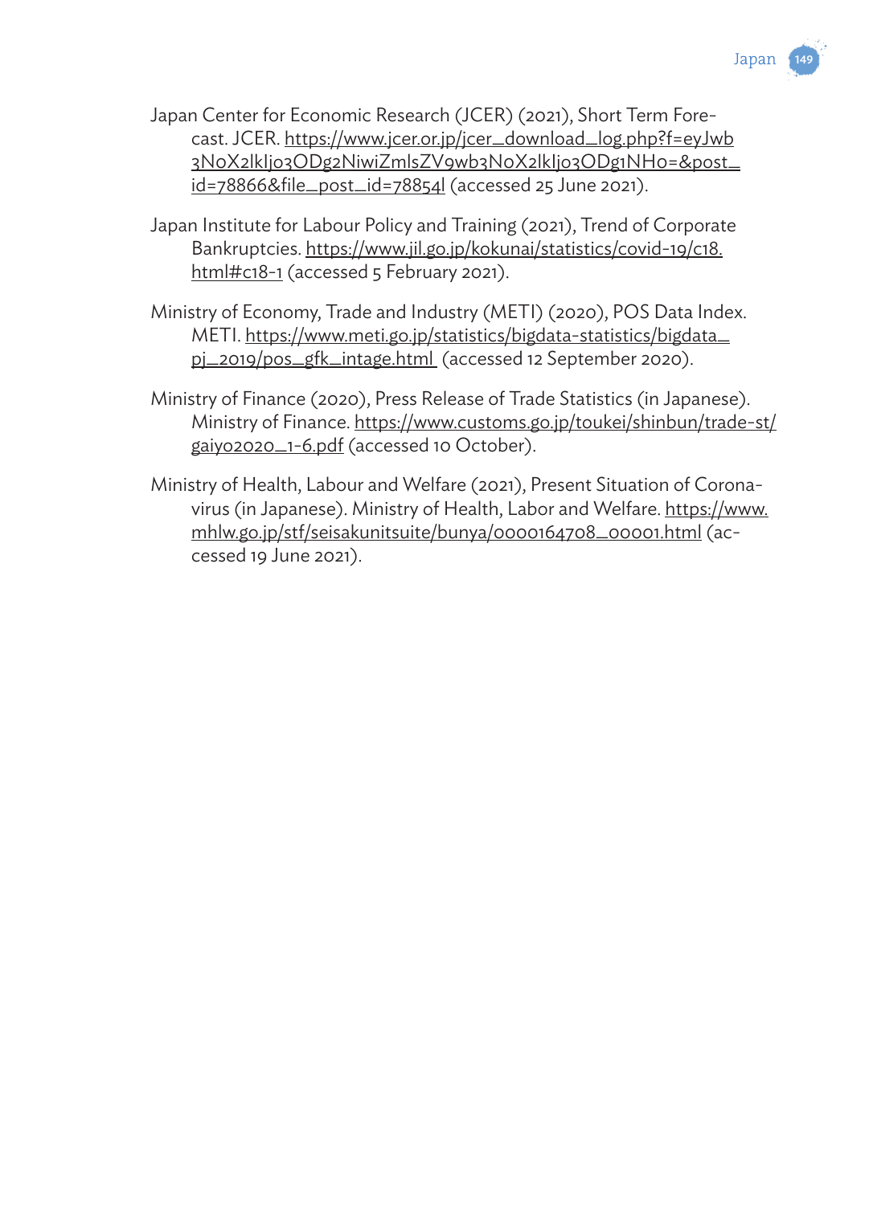Japan Center for Economic Research (JCER) (2021), Short Term Forecast. JCER. https://www.jcer.or.jp/jcer_download_log.php?f=eyJwb3N0X2lkIjo3ODg2NiwiZmlsZV9wb3N0X2lkIjo3ODg1NH0=&post_id=78866&file_post_id=78854l (accessed 25 June 2021).

Japan Institute for Labour Policy and Training (2021), Trend of Corporate Bankruptcies. https://www.jil.go.jp/kokunai/statistics/covid-19/c18.html#c18-1 (accessed 5 February 2021).

Ministry of Economy, Trade and Industry (METI) (2020), POS Data Index. METI. https://www.meti.go.jp/statistics/bigdata-statistics/bigdata_pj_2019/pos_gfk_intage.html (accessed 12 September 2020).

Ministry of Finance (2020), Press Release of Trade Statistics (in Japanese). Ministry of Finance. https://www.customs.go.jp/toukei/shinbun/trade-st/gaiyo2020_1-6.pdf (accessed 10 October).

Ministry of Health, Labour and Welfare (2021), Present Situation of Coronavirus (in Japanese). Ministry of Health, Labor and Welfare. https://www.mhlw.go.jp/stf/seisakunitsuite/bunya/0000164708_00001.html (accessed 19 June 2021).